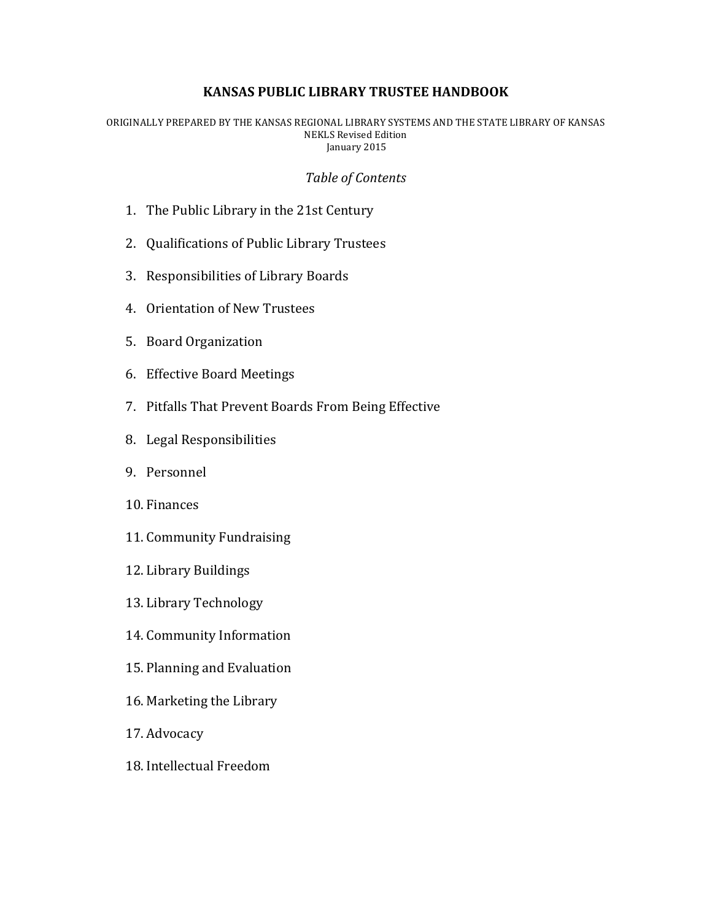# KANSAS PUBLIC LIBRARY TRUSTEE HANDBOOK

ORIGINALLY PREPARED BY THE KANSAS REGIONAL LIBRARY SYSTEMS AND THE STATE LIBRARY OF KANSAS
NEKLS Revised Edition
January 2015

*Table of Contents*

1. The Public Library in the 21st Century
2. Qualifications of Public Library Trustees
3. Responsibilities of Library Boards
4. Orientation of New Trustees
5. Board Organization
6. Effective Board Meetings
7. Pitfalls That Prevent Boards From Being Effective
8. Legal Responsibilities
9. Personnel
10. Finances
11. Community Fundraising
12. Library Buildings
13. Library Technology
14. Community Information
15. Planning and Evaluation
16. Marketing the Library
17. Advocacy
18. Intellectual Freedom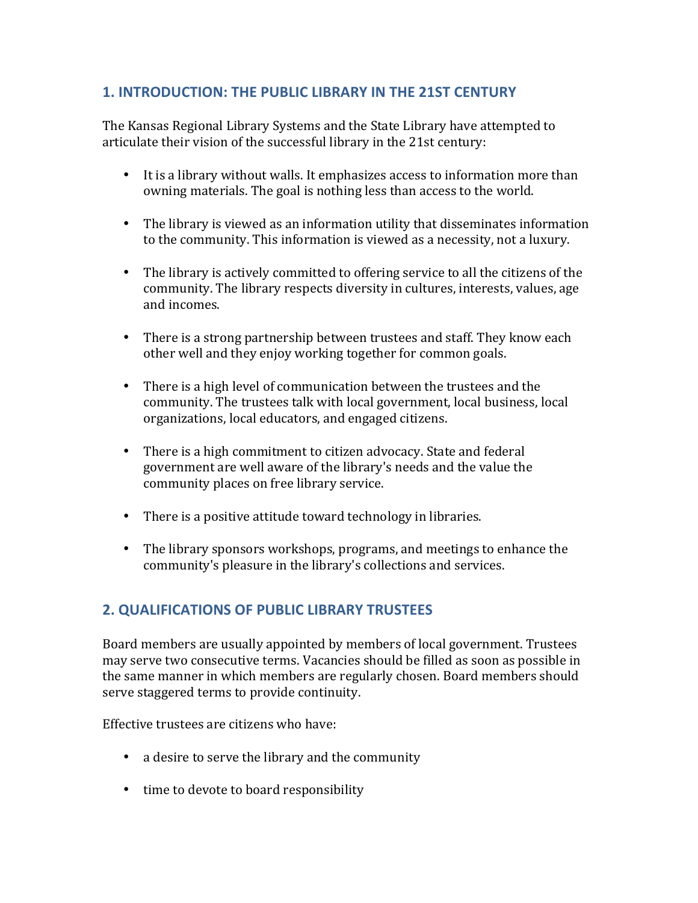## 1. INTRODUCTION: THE PUBLIC LIBRARY IN THE 21ST CENTURY

The Kansas Regional Library Systems and the State Library have attempted to articulate their vision of the successful library in the 21st century:

- It is a library without walls. It emphasizes access to information more than owning materials. The goal is nothing less than access to the world.
- The library is viewed as an information utility that disseminates information to the community. This information is viewed as a necessity, not a luxury.
- The library is actively committed to offering service to all the citizens of the community. The library respects diversity in cultures, interests, values, age and incomes.
- There is a strong partnership between trustees and staff. They know each other well and they enjoy working together for common goals.
- There is a high level of communication between the trustees and the community. The trustees talk with local government, local business, local organizations, local educators, and engaged citizens.
- There is a high commitment to citizen advocacy. State and federal government are well aware of the library's needs and the value the community places on free library service.
- There is a positive attitude toward technology in libraries.
- The library sponsors workshops, programs, and meetings to enhance the community's pleasure in the library's collections and services.

## 2. QUALIFICATIONS OF PUBLIC LIBRARY TRUSTEES

Board members are usually appointed by members of local government. Trustees may serve two consecutive terms. Vacancies should be filled as soon as possible in the same manner in which members are regularly chosen. Board members should serve staggered terms to provide continuity.

Effective trustees are citizens who have:

- a desire to serve the library and the community
- time to devote to board responsibility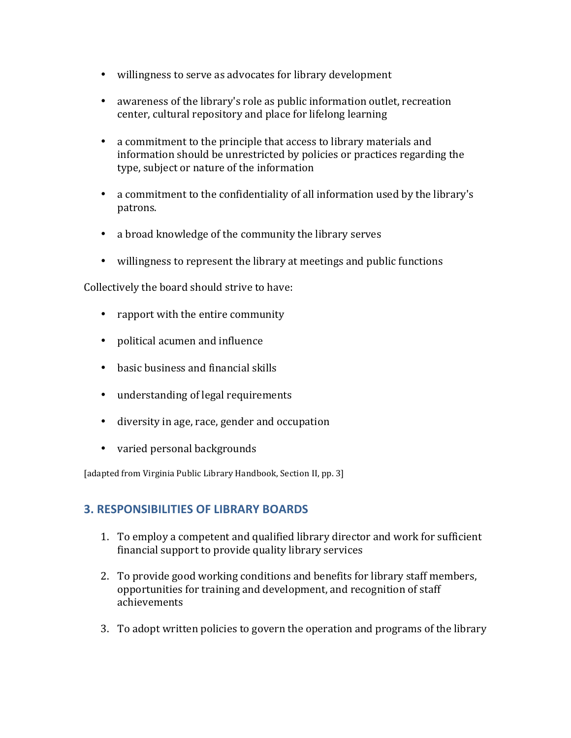- willingness to serve as advocates for library development
- awareness of the library's role as public information outlet, recreation center, cultural repository and place for lifelong learning
- a commitment to the principle that access to library materials and information should be unrestricted by policies or practices regarding the type, subject or nature of the information
- a commitment to the confidentiality of all information used by the library's patrons.
- a broad knowledge of the community the library serves
- willingness to represent the library at meetings and public functions

Collectively the board should strive to have:

- rapport with the entire community
- political acumen and influence
- basic business and financial skills
- understanding of legal requirements
- diversity in age, race, gender and occupation
- varied personal backgrounds

[adapted from Virginia Public Library Handbook, Section II, pp. 3]

## 3. RESPONSIBILITIES OF LIBRARY BOARDS

1. To employ a competent and qualified library director and work for sufficient financial support to provide quality library services
2. To provide good working conditions and benefits for library staff members, opportunities for training and development, and recognition of staff achievements
3. To adopt written policies to govern the operation and programs of the library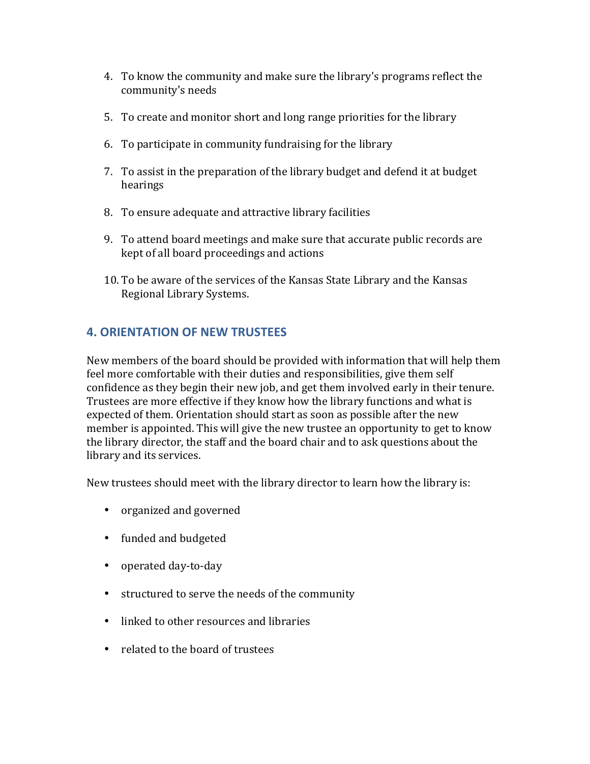4. To know the community and make sure the library's programs reflect the community's needs

5. To create and monitor short and long range priorities for the library

6. To participate in community fundraising for the library

7. To assist in the preparation of the library budget and defend it at budget hearings

8. To ensure adequate and attractive library facilities

9. To attend board meetings and make sure that accurate public records are kept of all board proceedings and actions

10. To be aware of the services of the Kansas State Library and the Kansas Regional Library Systems.

## 4. ORIENTATION OF NEW TRUSTEES

New members of the board should be provided with information that will help them feel more comfortable with their duties and responsibilities, give them self confidence as they begin their new job, and get them involved early in their tenure. Trustees are more effective if they know how the library functions and what is expected of them. Orientation should start as soon as possible after the new member is appointed. This will give the new trustee an opportunity to get to know the library director, the staff and the board chair and to ask questions about the library and its services.

New trustees should meet with the library director to learn how the library is:

- organized and governed
- funded and budgeted
- operated day-to-day
- structured to serve the needs of the community
- linked to other resources and libraries
- related to the board of trustees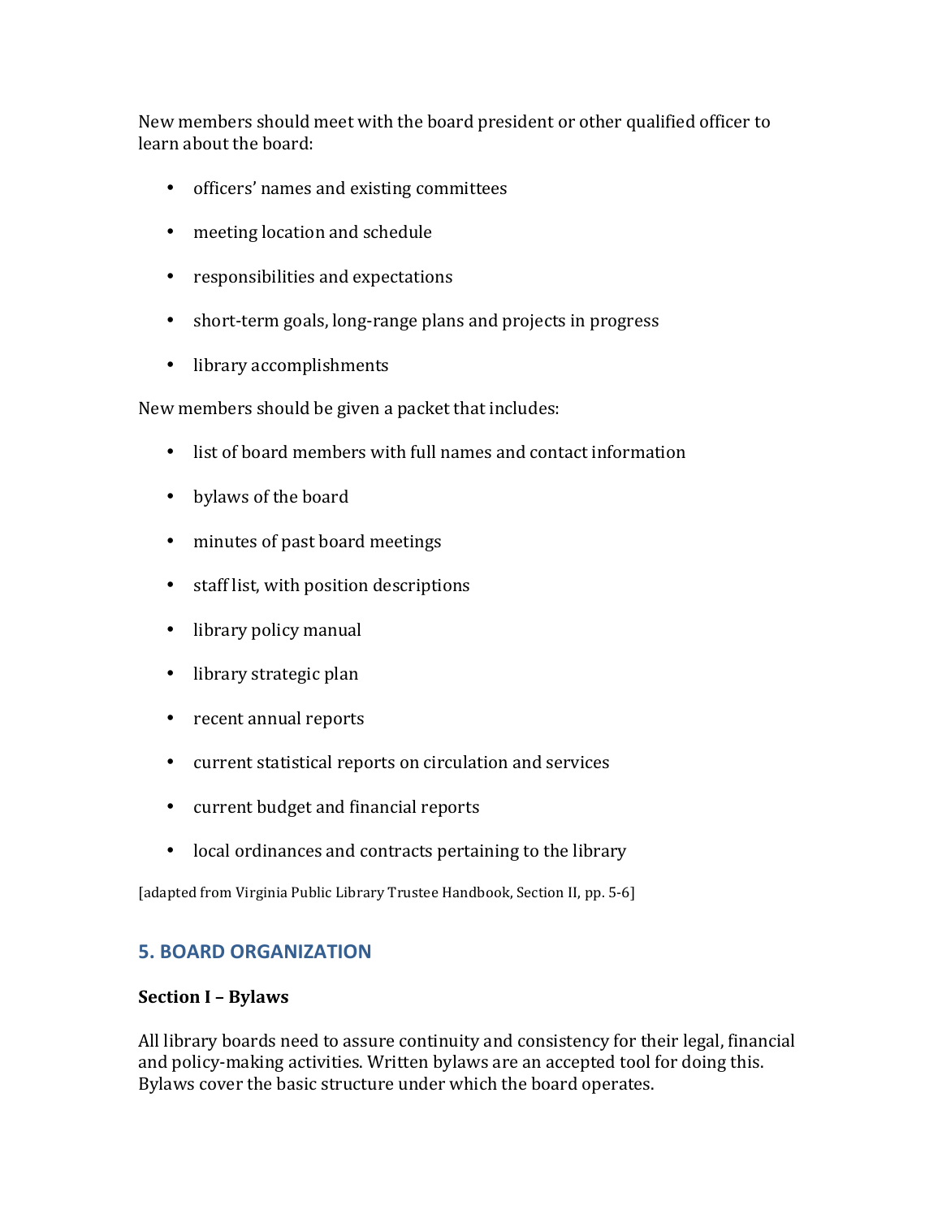New members should meet with the board president or other qualified officer to learn about the board:

- officers' names and existing committees
- meeting location and schedule
- responsibilities and expectations
- short-term goals, long-range plans and projects in progress
- library accomplishments

New members should be given a packet that includes:

- list of board members with full names and contact information
- bylaws of the board
- minutes of past board meetings
- staff list, with position descriptions
- library policy manual
- library strategic plan
- recent annual reports
- current statistical reports on circulation and services
- current budget and financial reports
- local ordinances and contracts pertaining to the library

[adapted from Virginia Public Library Trustee Handbook, Section II, pp. 5-6]

## 5. BOARD ORGANIZATION

### Section I – Bylaws

All library boards need to assure continuity and consistency for their legal, financial and policy-making activities. Written bylaws are an accepted tool for doing this. Bylaws cover the basic structure under which the board operates.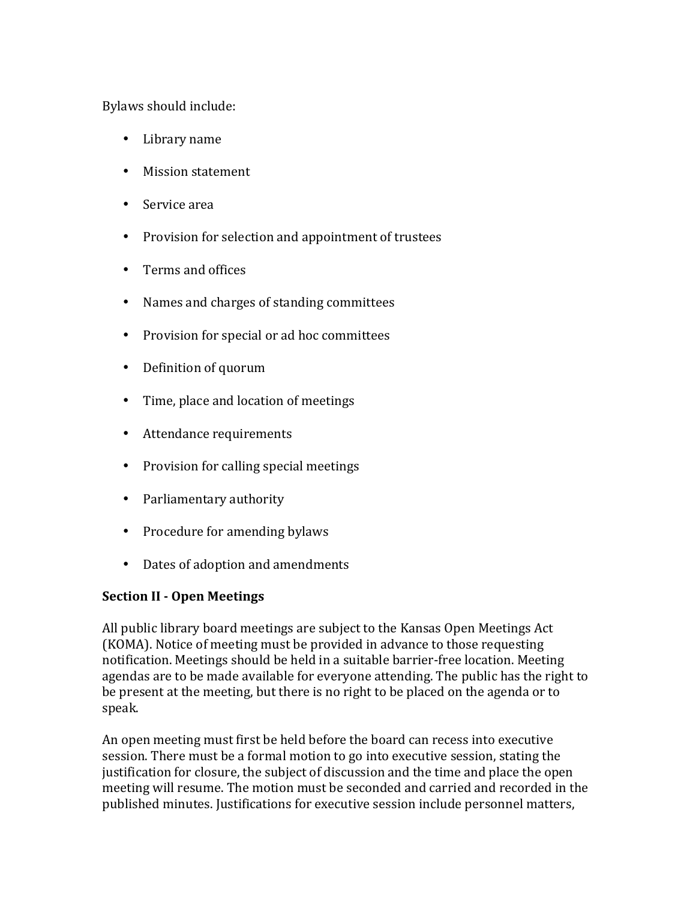Bylaws should include:

- Library name
- Mission statement
- Service area
- Provision for selection and appointment of trustees
- Terms and offices
- Names and charges of standing committees
- Provision for special or ad hoc committees
- Definition of quorum
- Time, place and location of meetings
- Attendance requirements
- Provision for calling special meetings
- Parliamentary authority
- Procedure for amending bylaws
- Dates of adoption and amendments

**Section II - Open Meetings**

All public library board meetings are subject to the Kansas Open Meetings Act (KOMA). Notice of meeting must be provided in advance to those requesting notification. Meetings should be held in a suitable barrier-free location. Meeting agendas are to be made available for everyone attending. The public has the right to be present at the meeting, but there is no right to be placed on the agenda or to speak.

An open meeting must first be held before the board can recess into executive session. There must be a formal motion to go into executive session, stating the justification for closure, the subject of discussion and the time and place the open meeting will resume. The motion must be seconded and carried and recorded in the published minutes. Justifications for executive session include personnel matters,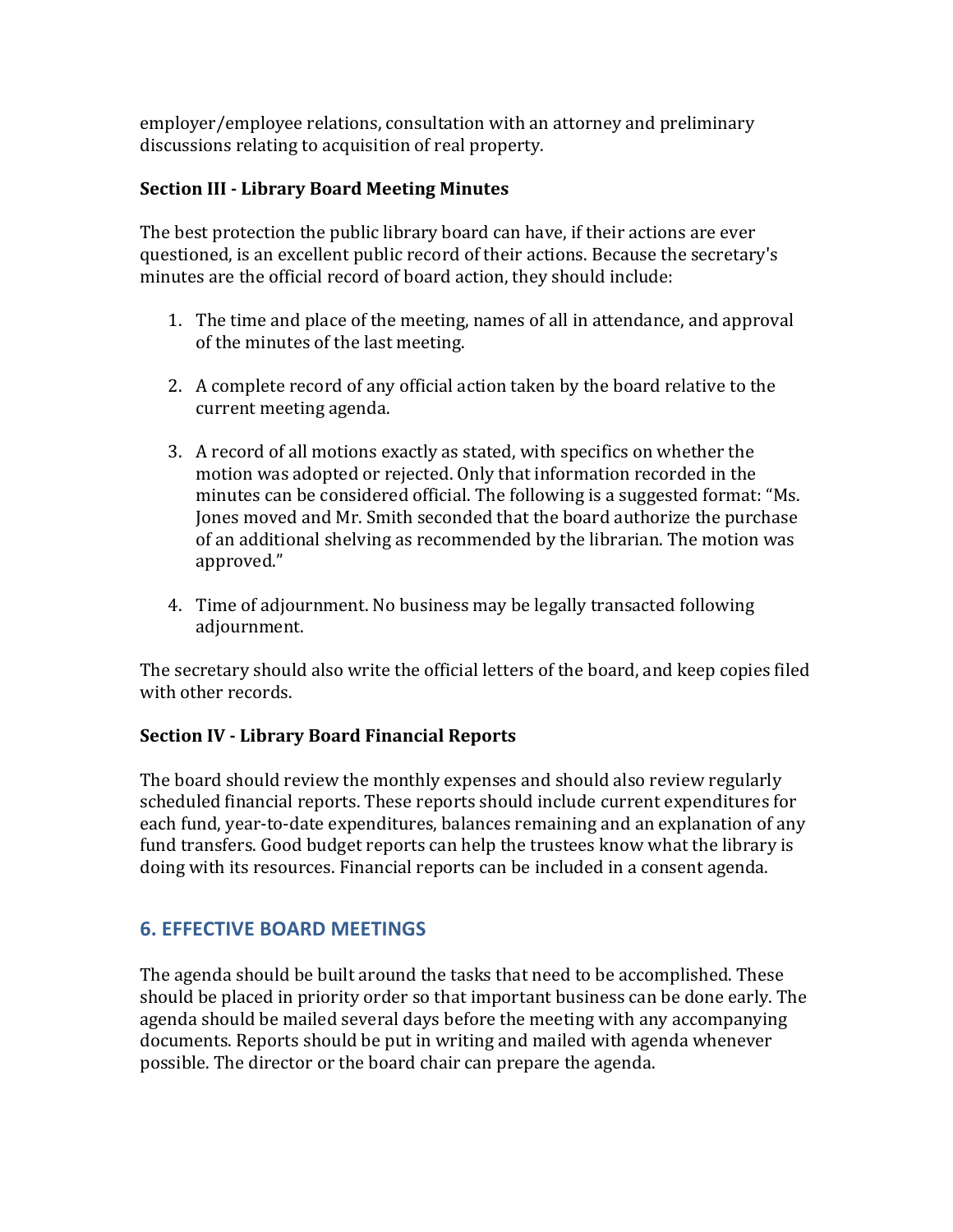employer/employee relations, consultation with an attorney and preliminary discussions relating to acquisition of real property.

**Section III - Library Board Meeting Minutes**

The best protection the public library board can have, if their actions are ever questioned, is an excellent public record of their actions. Because the secretary's minutes are the official record of board action, they should include:

1. The time and place of the meeting, names of all in attendance, and approval of the minutes of the last meeting.

2. A complete record of any official action taken by the board relative to the current meeting agenda.

3. A record of all motions exactly as stated, with specifics on whether the motion was adopted or rejected. Only that information recorded in the minutes can be considered official. The following is a suggested format: "Ms. Jones moved and Mr. Smith seconded that the board authorize the purchase of an additional shelving as recommended by the librarian. The motion was approved."

4. Time of adjournment. No business may be legally transacted following adjournment.

The secretary should also write the official letters of the board, and keep copies filed with other records.

**Section IV - Library Board Financial Reports**

The board should review the monthly expenses and should also review regularly scheduled financial reports. These reports should include current expenditures for each fund, year-to-date expenditures, balances remaining and an explanation of any fund transfers. Good budget reports can help the trustees know what the library is doing with its resources. Financial reports can be included in a consent agenda.

## 6. EFFECTIVE BOARD MEETINGS

The agenda should be built around the tasks that need to be accomplished. These should be placed in priority order so that important business can be done early. The agenda should be mailed several days before the meeting with any accompanying documents. Reports should be put in writing and mailed with agenda whenever possible. The director or the board chair can prepare the agenda.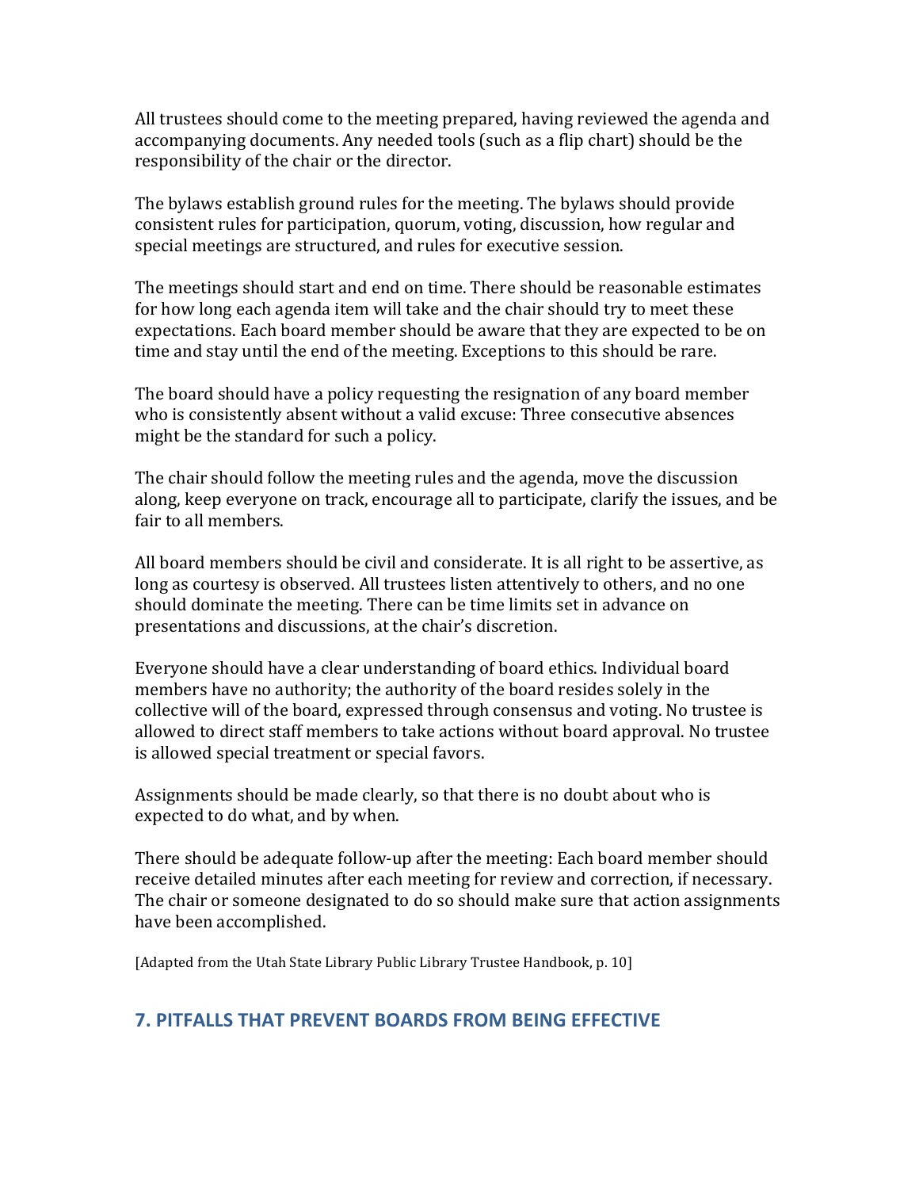All trustees should come to the meeting prepared, having reviewed the agenda and accompanying documents. Any needed tools (such as a flip chart) should be the responsibility of the chair or the director.

The bylaws establish ground rules for the meeting. The bylaws should provide consistent rules for participation, quorum, voting, discussion, how regular and special meetings are structured, and rules for executive session.

The meetings should start and end on time. There should be reasonable estimates for how long each agenda item will take and the chair should try to meet these expectations. Each board member should be aware that they are expected to be on time and stay until the end of the meeting. Exceptions to this should be rare.

The board should have a policy requesting the resignation of any board member who is consistently absent without a valid excuse: Three consecutive absences might be the standard for such a policy.

The chair should follow the meeting rules and the agenda, move the discussion along, keep everyone on track, encourage all to participate, clarify the issues, and be fair to all members.

All board members should be civil and considerate. It is all right to be assertive, as long as courtesy is observed. All trustees listen attentively to others, and no one should dominate the meeting. There can be time limits set in advance on presentations and discussions, at the chair's discretion.

Everyone should have a clear understanding of board ethics. Individual board members have no authority; the authority of the board resides solely in the collective will of the board, expressed through consensus and voting. No trustee is allowed to direct staff members to take actions without board approval. No trustee is allowed special treatment or special favors.

Assignments should be made clearly, so that there is no doubt about who is expected to do what, and by when.

There should be adequate follow-up after the meeting: Each board member should receive detailed minutes after each meeting for review and correction, if necessary. The chair or someone designated to do so should make sure that action assignments have been accomplished.

[Adapted from the Utah State Library Public Library Trustee Handbook, p. 10]

## 7. PITFALLS THAT PREVENT BOARDS FROM BEING EFFECTIVE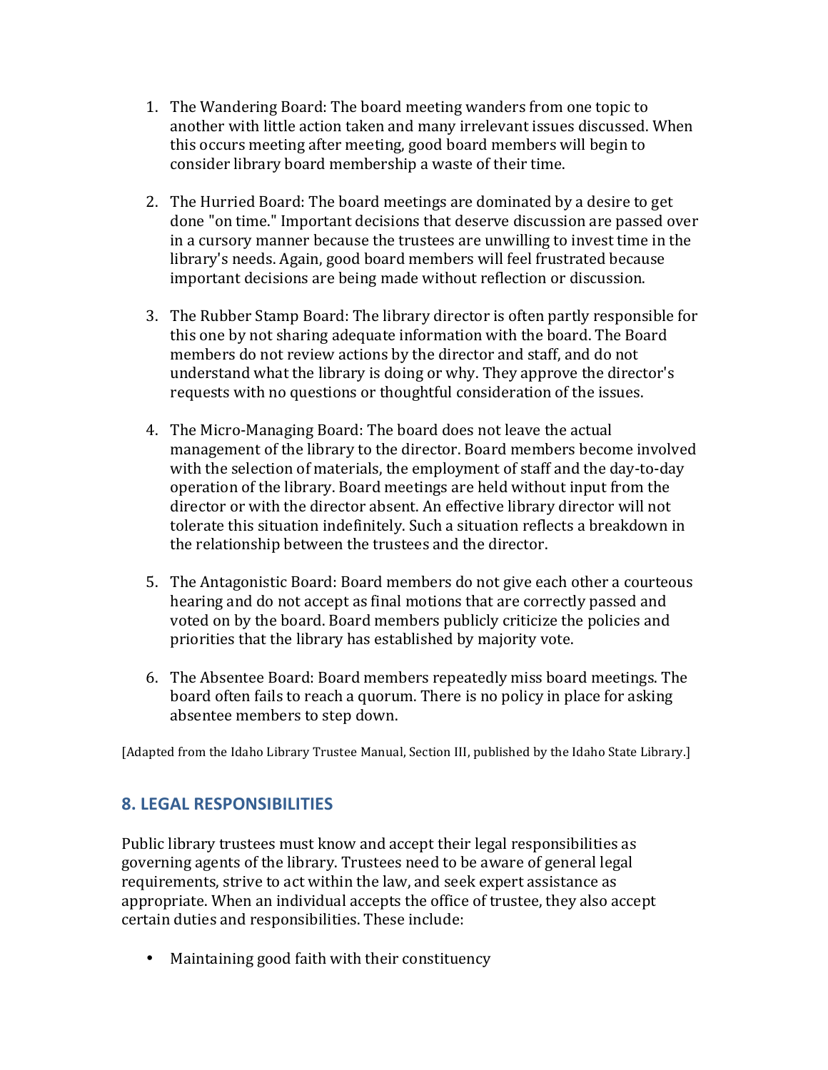1. The Wandering Board: The board meeting wanders from one topic to another with little action taken and many irrelevant issues discussed. When this occurs meeting after meeting, good board members will begin to consider library board membership a waste of their time.

2. The Hurried Board: The board meetings are dominated by a desire to get done "on time." Important decisions that deserve discussion are passed over in a cursory manner because the trustees are unwilling to invest time in the library's needs. Again, good board members will feel frustrated because important decisions are being made without reflection or discussion.

3. The Rubber Stamp Board: The library director is often partly responsible for this one by not sharing adequate information with the board. The Board members do not review actions by the director and staff, and do not understand what the library is doing or why. They approve the director's requests with no questions or thoughtful consideration of the issues.

4. The Micro-Managing Board: The board does not leave the actual management of the library to the director. Board members become involved with the selection of materials, the employment of staff and the day-to-day operation of the library. Board meetings are held without input from the director or with the director absent. An effective library director will not tolerate this situation indefinitely. Such a situation reflects a breakdown in the relationship between the trustees and the director.

5. The Antagonistic Board: Board members do not give each other a courteous hearing and do not accept as final motions that are correctly passed and voted on by the board. Board members publicly criticize the policies and priorities that the library has established by majority vote.

6. The Absentee Board: Board members repeatedly miss board meetings. The board often fails to reach a quorum. There is no policy in place for asking absentee members to step down.

[Adapted from the Idaho Library Trustee Manual, Section III, published by the Idaho State Library.]

## 8. LEGAL RESPONSIBILITIES

Public library trustees must know and accept their legal responsibilities as governing agents of the library. Trustees need to be aware of general legal requirements, strive to act within the law, and seek expert assistance as appropriate. When an individual accepts the office of trustee, they also accept certain duties and responsibilities. These include:

- Maintaining good faith with their constituency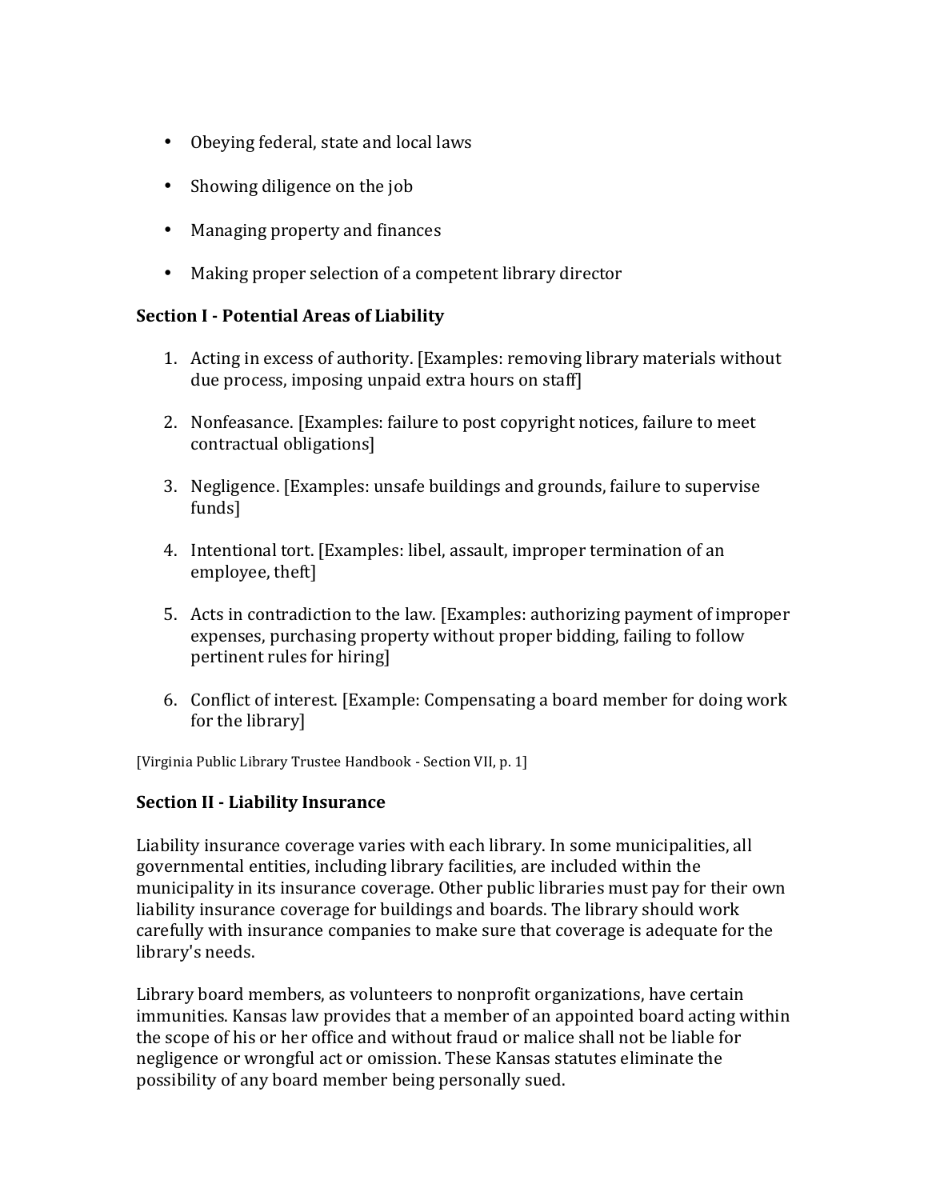- Obeying federal, state and local laws
- Showing diligence on the job
- Managing property and finances
- Making proper selection of a competent library director

**Section I - Potential Areas of Liability**

1. Acting in excess of authority. [Examples: removing library materials without due process, imposing unpaid extra hours on staff]
2. Nonfeasance. [Examples: failure to post copyright notices, failure to meet contractual obligations]
3. Negligence. [Examples: unsafe buildings and grounds, failure to supervise funds]
4. Intentional tort. [Examples: libel, assault, improper termination of an employee, theft]
5. Acts in contradiction to the law. [Examples: authorizing payment of improper expenses, purchasing property without proper bidding, failing to follow pertinent rules for hiring]
6. Conflict of interest. [Example: Compensating a board member for doing work for the library]

[Virginia Public Library Trustee Handbook - Section VII, p. 1]

**Section II - Liability Insurance**

Liability insurance coverage varies with each library. In some municipalities, all governmental entities, including library facilities, are included within the municipality in its insurance coverage. Other public libraries must pay for their own liability insurance coverage for buildings and boards. The library should work carefully with insurance companies to make sure that coverage is adequate for the library's needs.

Library board members, as volunteers to nonprofit organizations, have certain immunities. Kansas law provides that a member of an appointed board acting within the scope of his or her office and without fraud or malice shall not be liable for negligence or wrongful act or omission. These Kansas statutes eliminate the possibility of any board member being personally sued.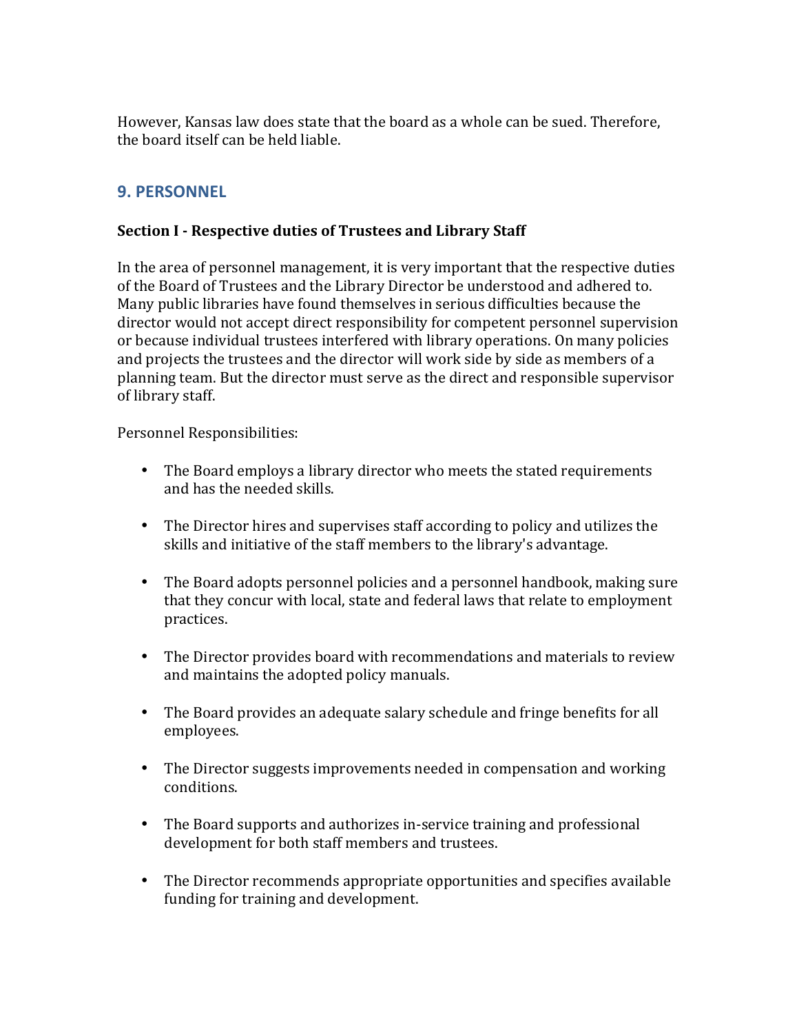However, Kansas law does state that the board as a whole can be sued. Therefore, the board itself can be held liable.

## 9. PERSONNEL

**Section I - Respective duties of Trustees and Library Staff**

In the area of personnel management, it is very important that the respective duties of the Board of Trustees and the Library Director be understood and adhered to. Many public libraries have found themselves in serious difficulties because the director would not accept direct responsibility for competent personnel supervision or because individual trustees interfered with library operations. On many policies and projects the trustees and the director will work side by side as members of a planning team. But the director must serve as the direct and responsible supervisor of library staff.

Personnel Responsibilities:

- The Board employs a library director who meets the stated requirements and has the needed skills.
- The Director hires and supervises staff according to policy and utilizes the skills and initiative of the staff members to the library's advantage.
- The Board adopts personnel policies and a personnel handbook, making sure that they concur with local, state and federal laws that relate to employment practices.
- The Director provides board with recommendations and materials to review and maintains the adopted policy manuals.
- The Board provides an adequate salary schedule and fringe benefits for all employees.
- The Director suggests improvements needed in compensation and working conditions.
- The Board supports and authorizes in-service training and professional development for both staff members and trustees.
- The Director recommends appropriate opportunities and specifies available funding for training and development.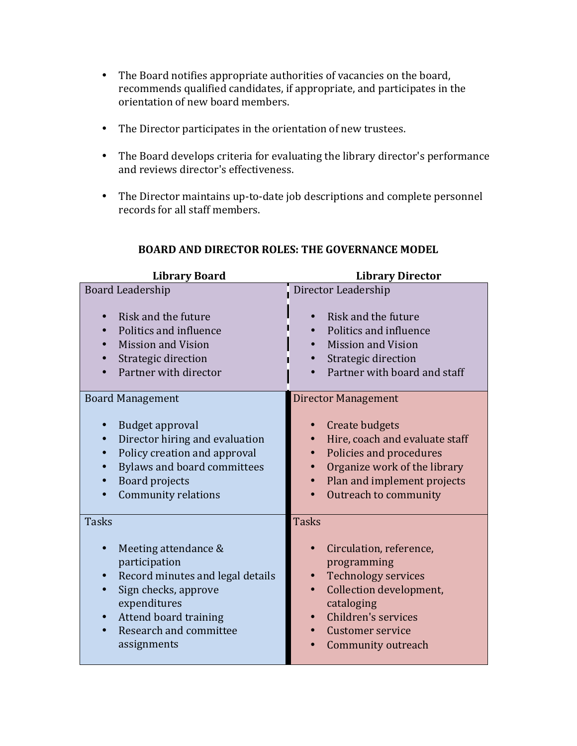- The Board notifies appropriate authorities of vacancies on the board, recommends qualified candidates, if appropriate, and participates in the orientation of new board members.

- The Director participates in the orientation of new trustees.

- The Board develops criteria for evaluating the library director's performance and reviews director's effectiveness.

- The Director maintains up-to-date job descriptions and complete personnel records for all staff members.

**BOARD AND DIRECTOR ROLES: THE GOVERNANCE MODEL**

| Library Board | Library Director |
|---|---|
| Board Leadership<br><br>• Risk and the future<br>• Politics and influence<br>• Mission and Vision<br>• Strategic direction<br>• Partner with director | Director Leadership<br><br>• Risk and the future<br>• Politics and influence<br>• Mission and Vision<br>• Strategic direction<br>• Partner with board and staff |
| Board Management<br><br>• Budget approval<br>• Director hiring and evaluation<br>• Policy creation and approval<br>• Bylaws and board committees<br>• Board projects<br>• Community relations | Director Management<br><br>• Create budgets<br>• Hire, coach and evaluate staff<br>• Policies and procedures<br>• Organize work of the library<br>• Plan and implement projects<br>• Outreach to community |
| Tasks<br><br>• Meeting attendance & participation<br>• Record minutes and legal details<br>• Sign checks, approve expenditures<br>• Attend board training<br>• Research and committee assignments | Tasks<br><br>• Circulation, reference, programming<br>• Technology services<br>• Collection development, cataloging<br>• Children's services<br>• Customer service<br>• Community outreach |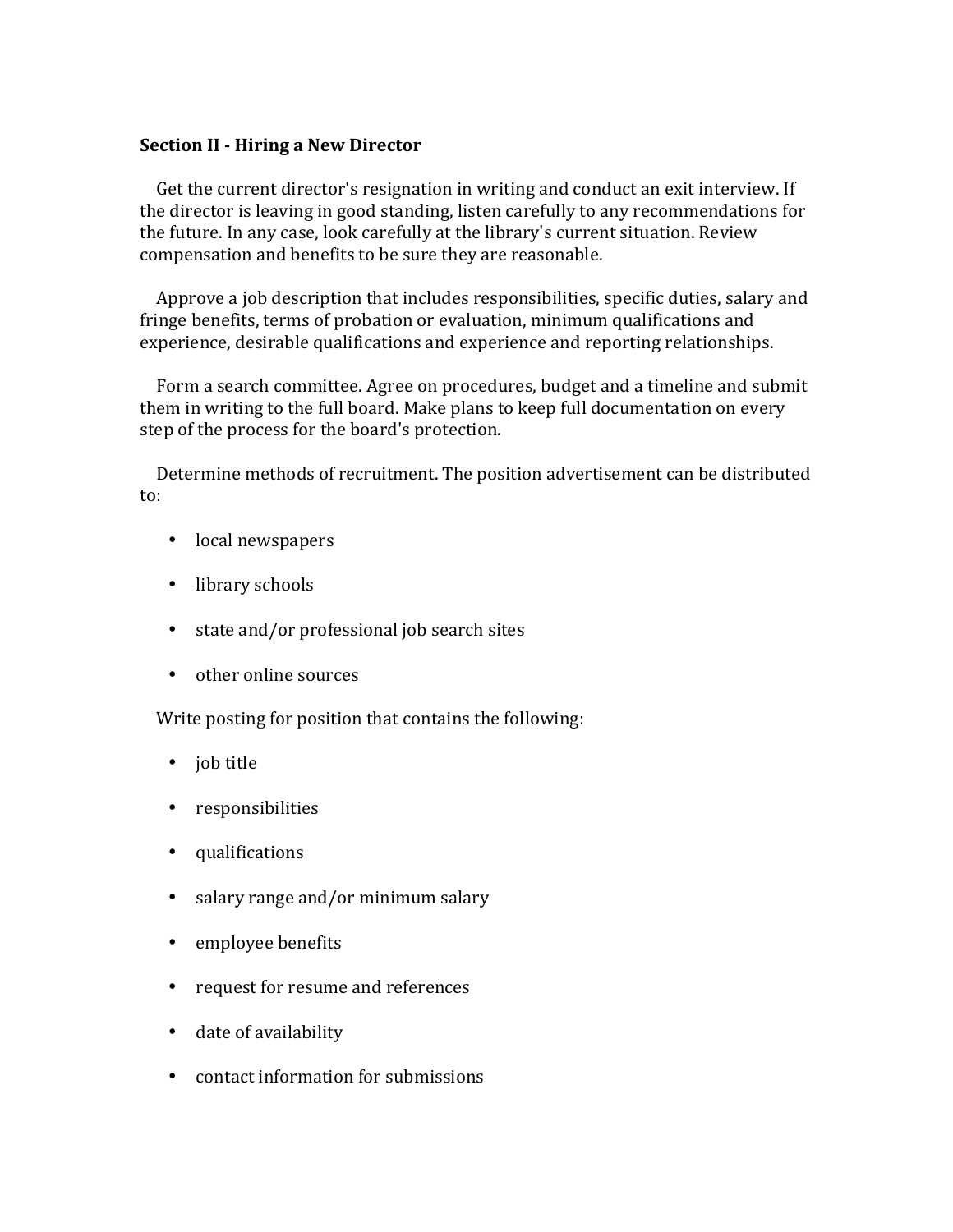**Section II - Hiring a New Director**

Get the current director's resignation in writing and conduct an exit interview. If the director is leaving in good standing, listen carefully to any recommendations for the future. In any case, look carefully at the library's current situation. Review compensation and benefits to be sure they are reasonable.

Approve a job description that includes responsibilities, specific duties, salary and fringe benefits, terms of probation or evaluation, minimum qualifications and experience, desirable qualifications and experience and reporting relationships.

Form a search committee. Agree on procedures, budget and a timeline and submit them in writing to the full board. Make plans to keep full documentation on every step of the process for the board's protection.

Determine methods of recruitment. The position advertisement can be distributed to:

- local newspapers
- library schools
- state and/or professional job search sites
- other online sources

Write posting for position that contains the following:

- job title
- responsibilities
- qualifications
- salary range and/or minimum salary
- employee benefits
- request for resume and references
- date of availability
- contact information for submissions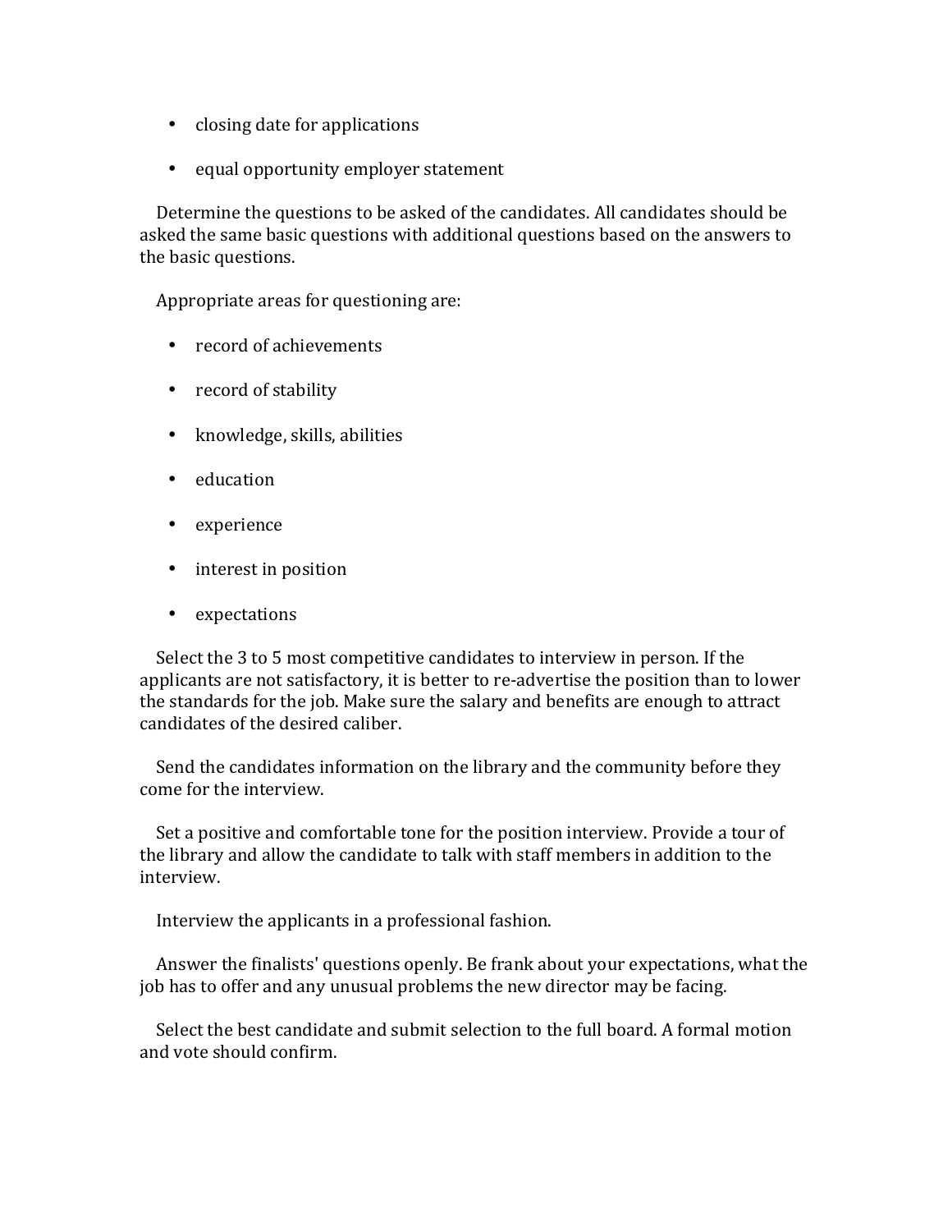- closing date for applications
- equal opportunity employer statement

Determine the questions to be asked of the candidates. All candidates should be asked the same basic questions with additional questions based on the answers to the basic questions.

Appropriate areas for questioning are:

- record of achievements
- record of stability
- knowledge, skills, abilities
- education
- experience
- interest in position
- expectations

Select the 3 to 5 most competitive candidates to interview in person. If the applicants are not satisfactory, it is better to re-advertise the position than to lower the standards for the job. Make sure the salary and benefits are enough to attract candidates of the desired caliber.

Send the candidates information on the library and the community before they come for the interview.

Set a positive and comfortable tone for the position interview. Provide a tour of the library and allow the candidate to talk with staff members in addition to the interview.

Interview the applicants in a professional fashion.

Answer the finalists' questions openly. Be frank about your expectations, what the job has to offer and any unusual problems the new director may be facing.

Select the best candidate and submit selection to the full board. A formal motion and vote should confirm.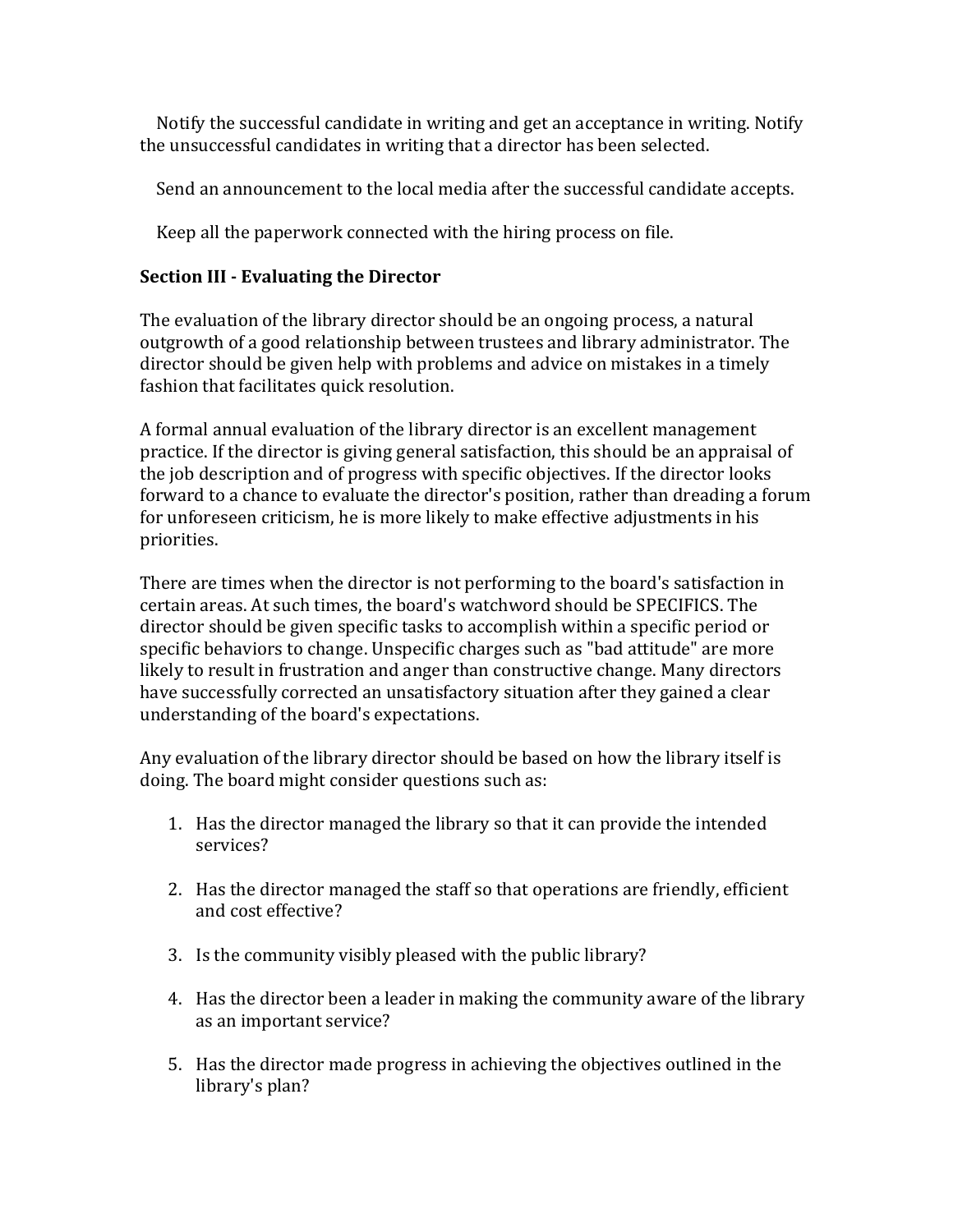Notify the successful candidate in writing and get an acceptance in writing. Notify the unsuccessful candidates in writing that a director has been selected.

Send an announcement to the local media after the successful candidate accepts.

Keep all the paperwork connected with the hiring process on file.

### Section III - Evaluating the Director

The evaluation of the library director should be an ongoing process, a natural outgrowth of a good relationship between trustees and library administrator. The director should be given help with problems and advice on mistakes in a timely fashion that facilitates quick resolution.

A formal annual evaluation of the library director is an excellent management practice. If the director is giving general satisfaction, this should be an appraisal of the job description and of progress with specific objectives. If the director looks forward to a chance to evaluate the director's position, rather than dreading a forum for unforeseen criticism, he is more likely to make effective adjustments in his priorities.

There are times when the director is not performing to the board's satisfaction in certain areas. At such times, the board's watchword should be SPECIFICS. The director should be given specific tasks to accomplish within a specific period or specific behaviors to change. Unspecific charges such as "bad attitude" are more likely to result in frustration and anger than constructive change. Many directors have successfully corrected an unsatisfactory situation after they gained a clear understanding of the board's expectations.

Any evaluation of the library director should be based on how the library itself is doing. The board might consider questions such as:

1. Has the director managed the library so that it can provide the intended services?

2. Has the director managed the staff so that operations are friendly, efficient and cost effective?

3. Is the community visibly pleased with the public library?

4. Has the director been a leader in making the community aware of the library as an important service?

5. Has the director made progress in achieving the objectives outlined in the library's plan?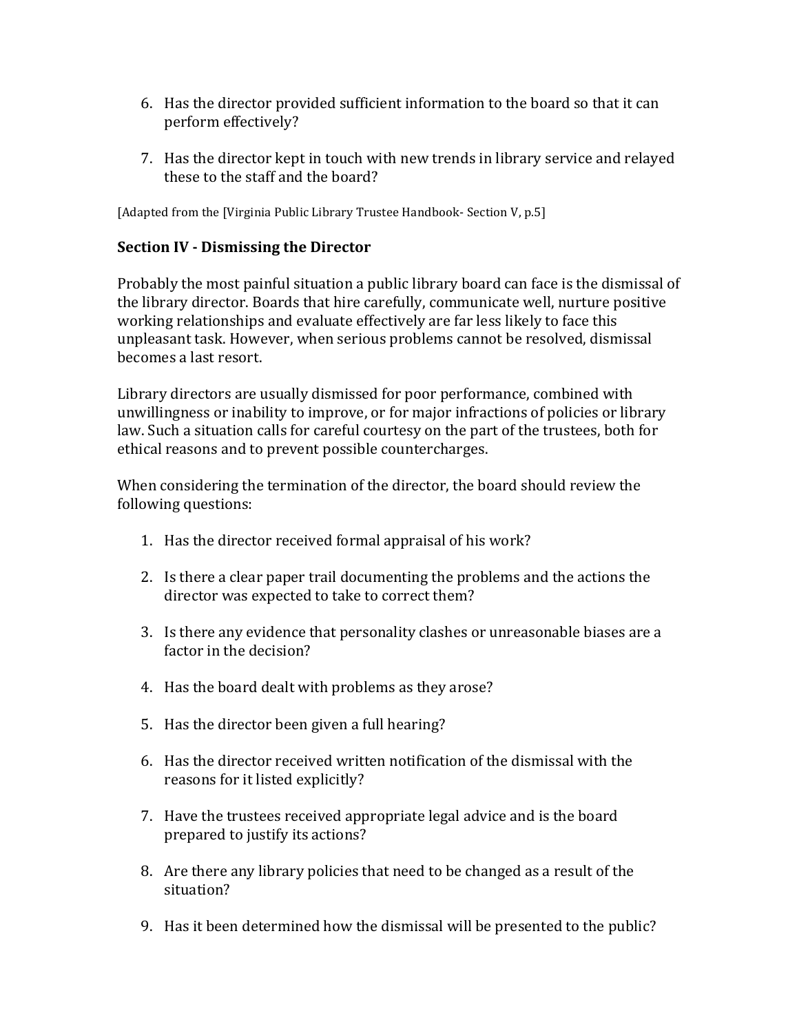6. Has the director provided sufficient information to the board so that it can perform effectively?

7. Has the director kept in touch with new trends in library service and relayed these to the staff and the board?

[Adapted from the [Virginia Public Library Trustee Handbook- Section V, p.5]

### Section IV - Dismissing the Director

Probably the most painful situation a public library board can face is the dismissal of the library director. Boards that hire carefully, communicate well, nurture positive working relationships and evaluate effectively are far less likely to face this unpleasant task. However, when serious problems cannot be resolved, dismissal becomes a last resort.

Library directors are usually dismissed for poor performance, combined with unwillingness or inability to improve, or for major infractions of policies or library law. Such a situation calls for careful courtesy on the part of the trustees, both for ethical reasons and to prevent possible countercharges.

When considering the termination of the director, the board should review the following questions:

1. Has the director received formal appraisal of his work?

2. Is there a clear paper trail documenting the problems and the actions the director was expected to take to correct them?

3. Is there any evidence that personality clashes or unreasonable biases are a factor in the decision?

4. Has the board dealt with problems as they arose?

5. Has the director been given a full hearing?

6. Has the director received written notification of the dismissal with the reasons for it listed explicitly?

7. Have the trustees received appropriate legal advice and is the board prepared to justify its actions?

8. Are there any library policies that need to be changed as a result of the situation?

9. Has it been determined how the dismissal will be presented to the public?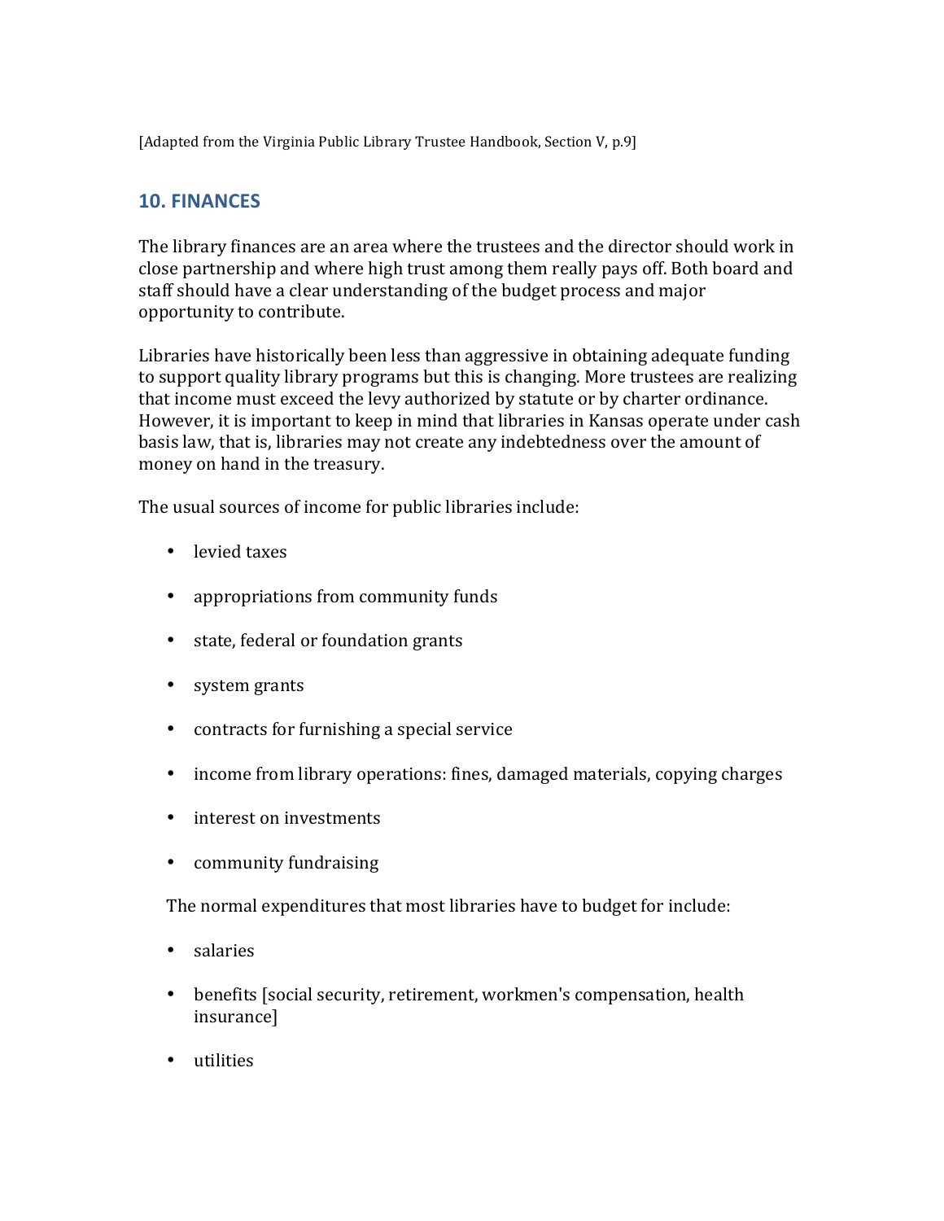[Adapted from the Virginia Public Library Trustee Handbook, Section V, p.9]

## 10. FINANCES

The library finances are an area where the trustees and the director should work in close partnership and where high trust among them really pays off. Both board and staff should have a clear understanding of the budget process and major opportunity to contribute.

Libraries have historically been less than aggressive in obtaining adequate funding to support quality library programs but this is changing. More trustees are realizing that income must exceed the levy authorized by statute or by charter ordinance. However, it is important to keep in mind that libraries in Kansas operate under cash basis law, that is, libraries may not create any indebtedness over the amount of money on hand in the treasury.

The usual sources of income for public libraries include:

- levied taxes
- appropriations from community funds
- state, federal or foundation grants
- system grants
- contracts for furnishing a special service
- income from library operations: fines, damaged materials, copying charges
- interest on investments
- community fundraising

The normal expenditures that most libraries have to budget for include:

- salaries
- benefits [social security, retirement, workmen's compensation, health insurance]
- utilities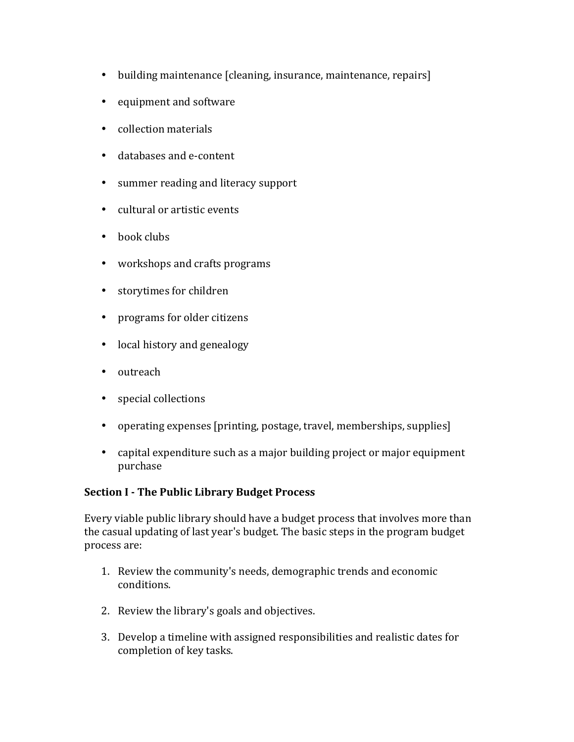- building maintenance [cleaning, insurance, maintenance, repairs]
- equipment and software
- collection materials
- databases and e-content
- summer reading and literacy support
- cultural or artistic events
- book clubs
- workshops and crafts programs
- storytimes for children
- programs for older citizens
- local history and genealogy
- outreach
- special collections
- operating expenses [printing, postage, travel, memberships, supplies]
- capital expenditure such as a major building project or major equipment purchase

**Section I - The Public Library Budget Process**

Every viable public library should have a budget process that involves more than the casual updating of last year's budget. The basic steps in the program budget process are:

1. Review the community's needs, demographic trends and economic conditions.
2. Review the library's goals and objectives.
3. Develop a timeline with assigned responsibilities and realistic dates for completion of key tasks.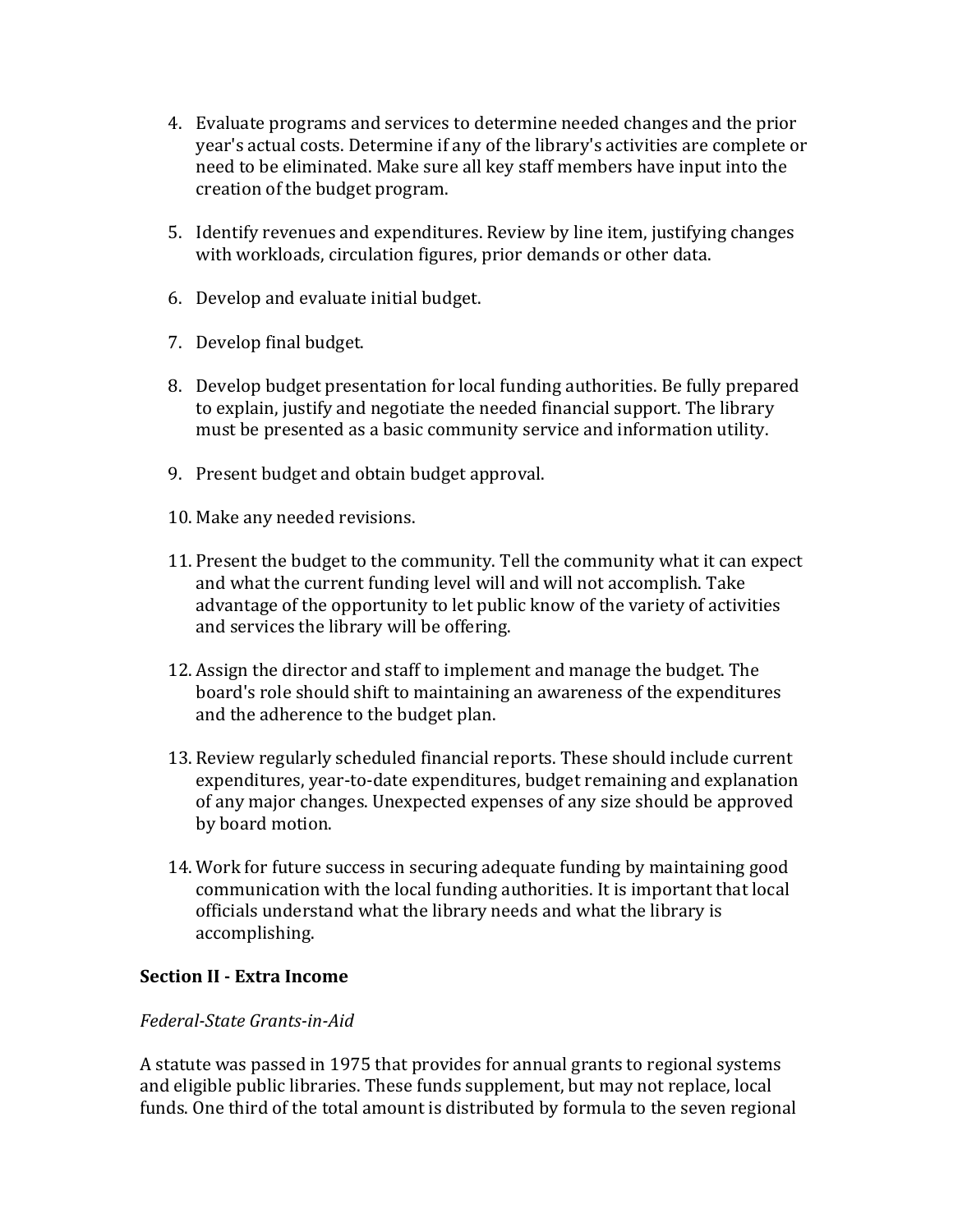4. Evaluate programs and services to determine needed changes and the prior year's actual costs. Determine if any of the library's activities are complete or need to be eliminated. Make sure all key staff members have input into the creation of the budget program.

5. Identify revenues and expenditures. Review by line item, justifying changes with workloads, circulation figures, prior demands or other data.

6. Develop and evaluate initial budget.

7. Develop final budget.

8. Develop budget presentation for local funding authorities. Be fully prepared to explain, justify and negotiate the needed financial support. The library must be presented as a basic community service and information utility.

9. Present budget and obtain budget approval.

10. Make any needed revisions.

11. Present the budget to the community. Tell the community what it can expect and what the current funding level will and will not accomplish. Take advantage of the opportunity to let public know of the variety of activities and services the library will be offering.

12. Assign the director and staff to implement and manage the budget. The board's role should shift to maintaining an awareness of the expenditures and the adherence to the budget plan.

13. Review regularly scheduled financial reports. These should include current expenditures, year-to-date expenditures, budget remaining and explanation of any major changes. Unexpected expenses of any size should be approved by board motion.

14. Work for future success in securing adequate funding by maintaining good communication with the local funding authorities. It is important that local officials understand what the library needs and what the library is accomplishing.

**Section II - Extra Income**

*Federal-State Grants-in-Aid*

A statute was passed in 1975 that provides for annual grants to regional systems and eligible public libraries. These funds supplement, but may not replace, local funds. One third of the total amount is distributed by formula to the seven regional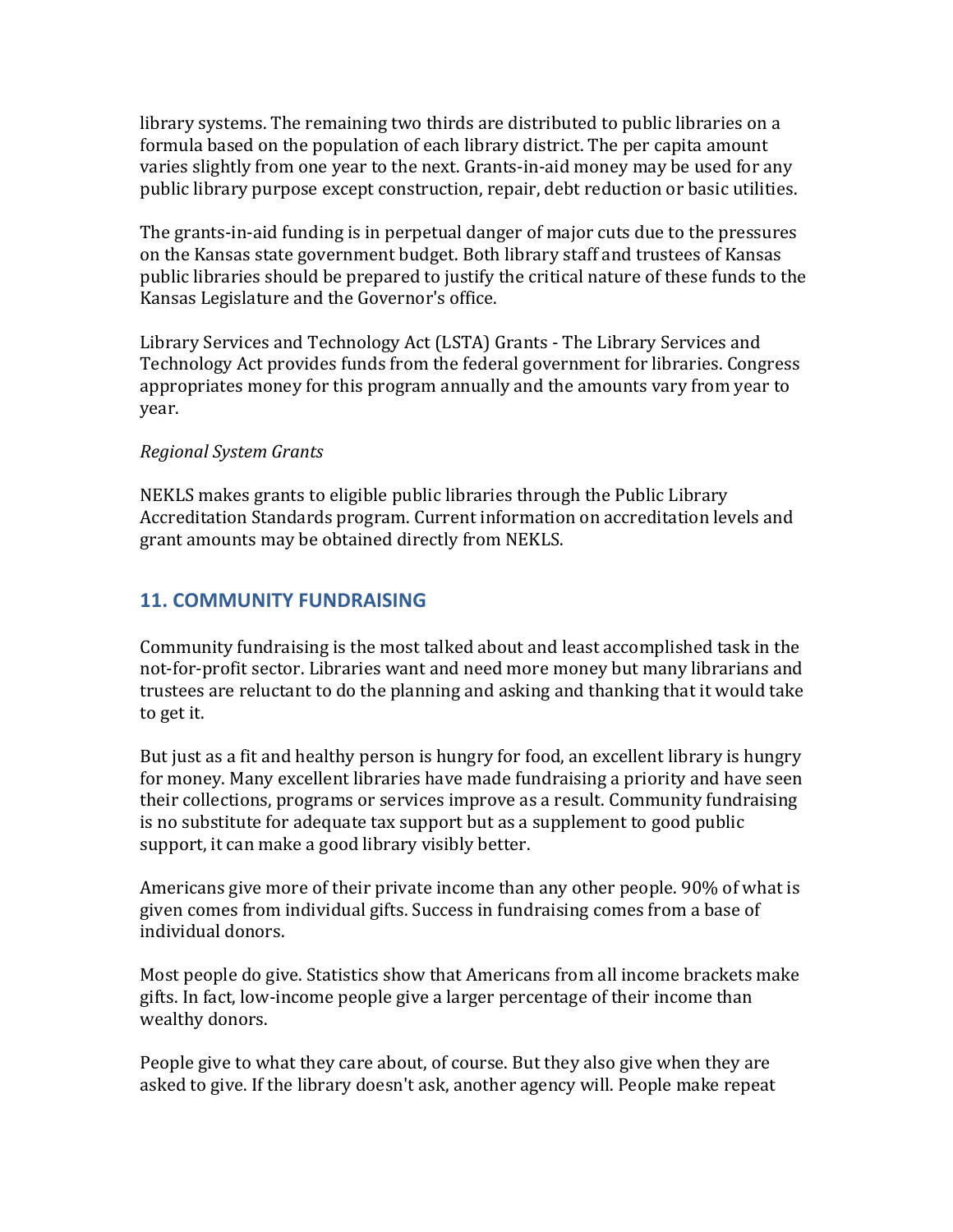library systems. The remaining two thirds are distributed to public libraries on a formula based on the population of each library district. The per capita amount varies slightly from one year to the next. Grants-in-aid money may be used for any public library purpose except construction, repair, debt reduction or basic utilities.

The grants-in-aid funding is in perpetual danger of major cuts due to the pressures on the Kansas state government budget. Both library staff and trustees of Kansas public libraries should be prepared to justify the critical nature of these funds to the Kansas Legislature and the Governor's office.

Library Services and Technology Act (LSTA) Grants - The Library Services and Technology Act provides funds from the federal government for libraries. Congress appropriates money for this program annually and the amounts vary from year to year.

*Regional System Grants*

NEKLS makes grants to eligible public libraries through the Public Library Accreditation Standards program. Current information on accreditation levels and grant amounts may be obtained directly from NEKLS.

## 11. COMMUNITY FUNDRAISING

Community fundraising is the most talked about and least accomplished task in the not-for-profit sector. Libraries want and need more money but many librarians and trustees are reluctant to do the planning and asking and thanking that it would take to get it.

But just as a fit and healthy person is hungry for food, an excellent library is hungry for money. Many excellent libraries have made fundraising a priority and have seen their collections, programs or services improve as a result. Community fundraising is no substitute for adequate tax support but as a supplement to good public support, it can make a good library visibly better.

Americans give more of their private income than any other people. 90% of what is given comes from individual gifts. Success in fundraising comes from a base of individual donors.

Most people do give. Statistics show that Americans from all income brackets make gifts. In fact, low-income people give a larger percentage of their income than wealthy donors.

People give to what they care about, of course. But they also give when they are asked to give. If the library doesn't ask, another agency will. People make repeat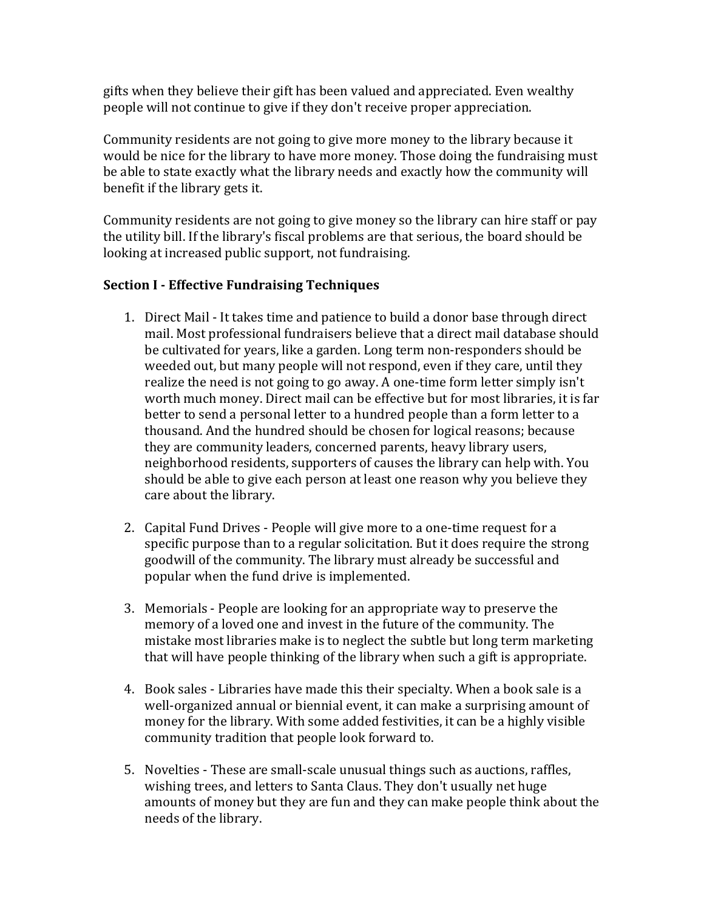gifts when they believe their gift has been valued and appreciated. Even wealthy people will not continue to give if they don't receive proper appreciation.

Community residents are not going to give more money to the library because it would be nice for the library to have more money. Those doing the fundraising must be able to state exactly what the library needs and exactly how the community will benefit if the library gets it.

Community residents are not going to give money so the library can hire staff or pay the utility bill. If the library's fiscal problems are that serious, the board should be looking at increased public support, not fundraising.

**Section I - Effective Fundraising Techniques**

1. Direct Mail - It takes time and patience to build a donor base through direct mail. Most professional fundraisers believe that a direct mail database should be cultivated for years, like a garden. Long term non-responders should be weeded out, but many people will not respond, even if they care, until they realize the need is not going to go away. A one-time form letter simply isn't worth much money. Direct mail can be effective but for most libraries, it is far better to send a personal letter to a hundred people than a form letter to a thousand. And the hundred should be chosen for logical reasons; because they are community leaders, concerned parents, heavy library users, neighborhood residents, supporters of causes the library can help with. You should be able to give each person at least one reason why you believe they care about the library.

2. Capital Fund Drives - People will give more to a one-time request for a specific purpose than to a regular solicitation. But it does require the strong goodwill of the community. The library must already be successful and popular when the fund drive is implemented.

3. Memorials - People are looking for an appropriate way to preserve the memory of a loved one and invest in the future of the community. The mistake most libraries make is to neglect the subtle but long term marketing that will have people thinking of the library when such a gift is appropriate.

4. Book sales - Libraries have made this their specialty. When a book sale is a well-organized annual or biennial event, it can make a surprising amount of money for the library. With some added festivities, it can be a highly visible community tradition that people look forward to.

5. Novelties - These are small-scale unusual things such as auctions, raffles, wishing trees, and letters to Santa Claus. They don't usually net huge amounts of money but they are fun and they can make people think about the needs of the library.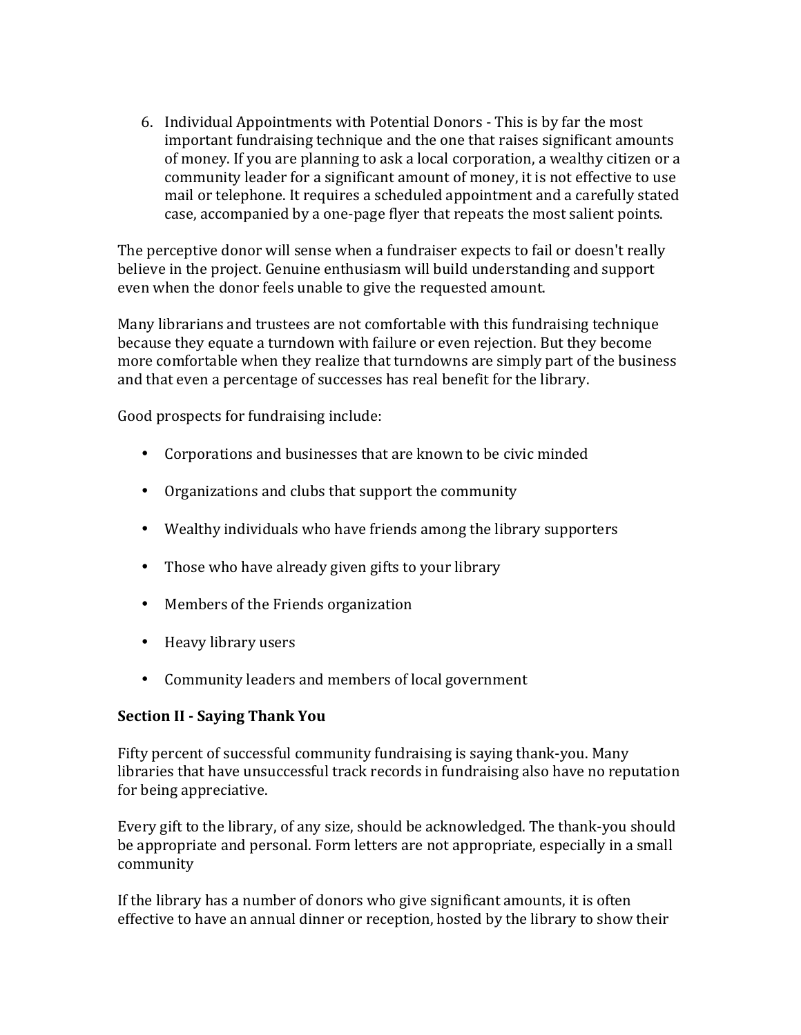6. Individual Appointments with Potential Donors - This is by far the most important fundraising technique and the one that raises significant amounts of money. If you are planning to ask a local corporation, a wealthy citizen or a community leader for a significant amount of money, it is not effective to use mail or telephone. It requires a scheduled appointment and a carefully stated case, accompanied by a one-page flyer that repeats the most salient points.

The perceptive donor will sense when a fundraiser expects to fail or doesn't really believe in the project. Genuine enthusiasm will build understanding and support even when the donor feels unable to give the requested amount.

Many librarians and trustees are not comfortable with this fundraising technique because they equate a turndown with failure or even rejection. But they become more comfortable when they realize that turndowns are simply part of the business and that even a percentage of successes has real benefit for the library.

Good prospects for fundraising include:

- Corporations and businesses that are known to be civic minded
- Organizations and clubs that support the community
- Wealthy individuals who have friends among the library supporters
- Those who have already given gifts to your library
- Members of the Friends organization
- Heavy library users
- Community leaders and members of local government

**Section II - Saying Thank You**

Fifty percent of successful community fundraising is saying thank-you. Many libraries that have unsuccessful track records in fundraising also have no reputation for being appreciative.

Every gift to the library, of any size, should be acknowledged. The thank-you should be appropriate and personal. Form letters are not appropriate, especially in a small community

If the library has a number of donors who give significant amounts, it is often effective to have an annual dinner or reception, hosted by the library to show their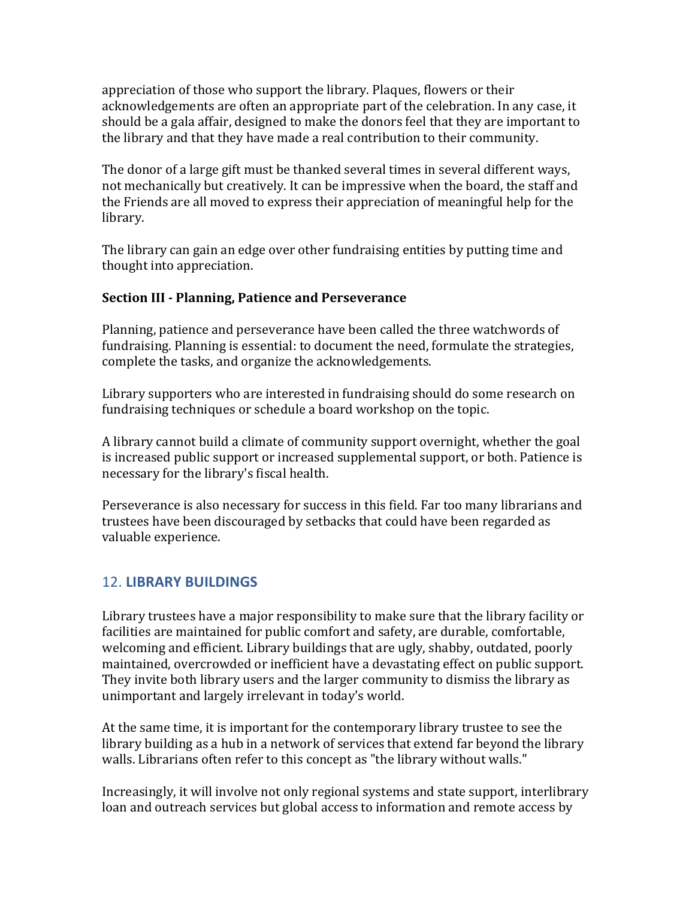appreciation of those who support the library. Plaques, flowers or their acknowledgements are often an appropriate part of the celebration. In any case, it should be a gala affair, designed to make the donors feel that they are important to the library and that they have made a real contribution to their community.

The donor of a large gift must be thanked several times in several different ways, not mechanically but creatively. It can be impressive when the board, the staff and the Friends are all moved to express their appreciation of meaningful help for the library.

The library can gain an edge over other fundraising entities by putting time and thought into appreciation.

**Section III - Planning, Patience and Perseverance**

Planning, patience and perseverance have been called the three watchwords of fundraising. Planning is essential: to document the need, formulate the strategies, complete the tasks, and organize the acknowledgements.

Library supporters who are interested in fundraising should do some research on fundraising techniques or schedule a board workshop on the topic.

A library cannot build a climate of community support overnight, whether the goal is increased public support or increased supplemental support, or both. Patience is necessary for the library's fiscal health.

Perseverance is also necessary for success in this field. Far too many librarians and trustees have been discouraged by setbacks that could have been regarded as valuable experience.

## 12. **LIBRARY BUILDINGS**

Library trustees have a major responsibility to make sure that the library facility or facilities are maintained for public comfort and safety, are durable, comfortable, welcoming and efficient. Library buildings that are ugly, shabby, outdated, poorly maintained, overcrowded or inefficient have a devastating effect on public support. They invite both library users and the larger community to dismiss the library as unimportant and largely irrelevant in today's world.

At the same time, it is important for the contemporary library trustee to see the library building as a hub in a network of services that extend far beyond the library walls. Librarians often refer to this concept as "the library without walls."

Increasingly, it will involve not only regional systems and state support, interlibrary loan and outreach services but global access to information and remote access by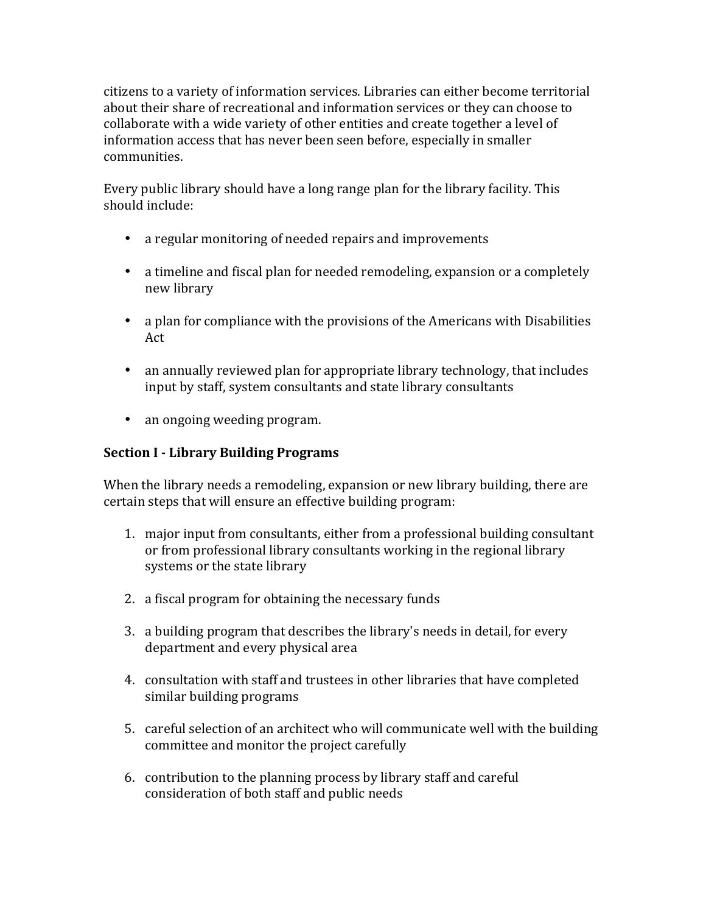citizens to a variety of information services. Libraries can either become territorial about their share of recreational and information services or they can choose to collaborate with a wide variety of other entities and create together a level of information access that has never been seen before, especially in smaller communities.

Every public library should have a long range plan for the library facility. This should include:

- a regular monitoring of needed repairs and improvements
- a timeline and fiscal plan for needed remodeling, expansion or a completely new library
- a plan for compliance with the provisions of the Americans with Disabilities Act
- an annually reviewed plan for appropriate library technology, that includes input by staff, system consultants and state library consultants
- an ongoing weeding program.

**Section I - Library Building Programs**

When the library needs a remodeling, expansion or new library building, there are certain steps that will ensure an effective building program:

1. major input from consultants, either from a professional building consultant or from professional library consultants working in the regional library systems or the state library
2. a fiscal program for obtaining the necessary funds
3. a building program that describes the library's needs in detail, for every department and every physical area
4. consultation with staff and trustees in other libraries that have completed similar building programs
5. careful selection of an architect who will communicate well with the building committee and monitor the project carefully
6. contribution to the planning process by library staff and careful consideration of both staff and public needs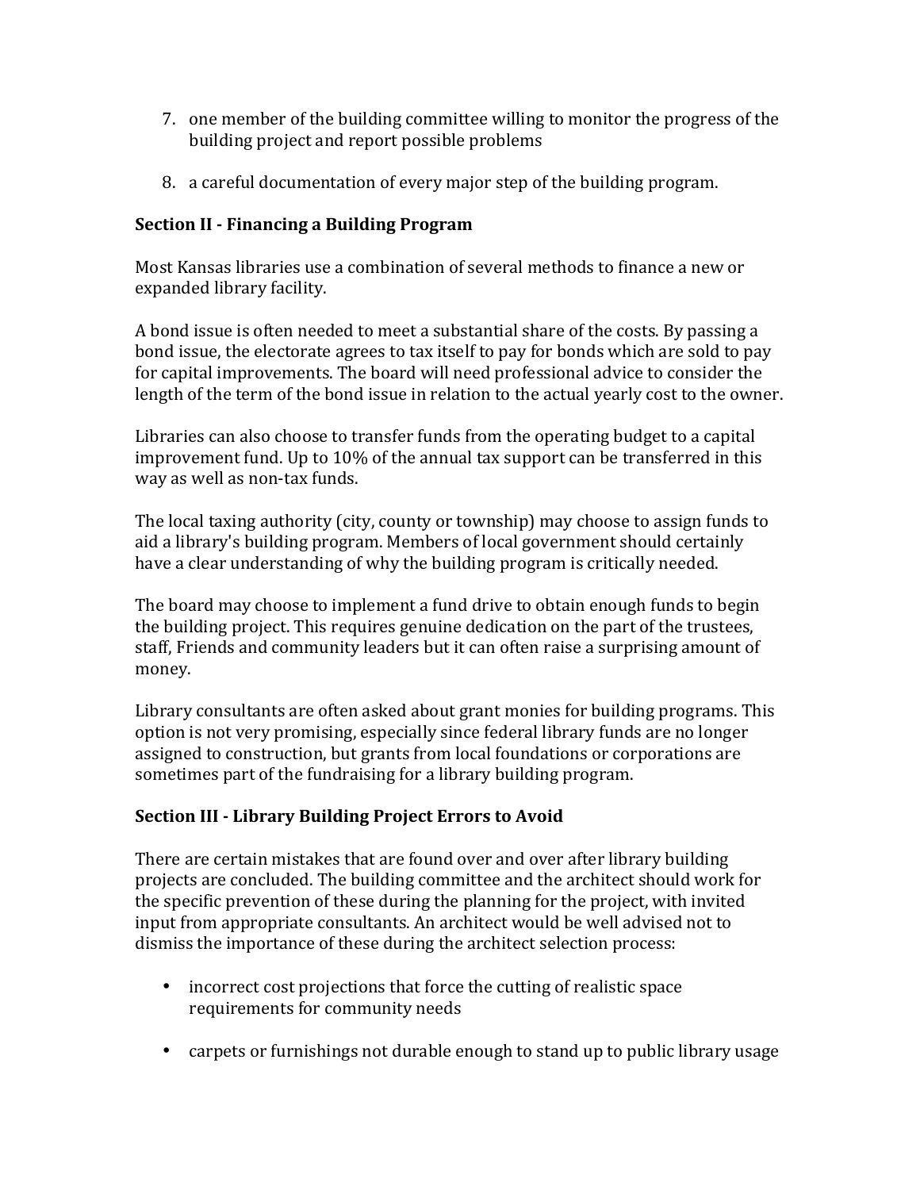7. one member of the building committee willing to monitor the progress of the building project and report possible problems

8. a careful documentation of every major step of the building program.

**Section II - Financing a Building Program**

Most Kansas libraries use a combination of several methods to finance a new or expanded library facility.

A bond issue is often needed to meet a substantial share of the costs. By passing a bond issue, the electorate agrees to tax itself to pay for bonds which are sold to pay for capital improvements. The board will need professional advice to consider the length of the term of the bond issue in relation to the actual yearly cost to the owner.

Libraries can also choose to transfer funds from the operating budget to a capital improvement fund. Up to 10% of the annual tax support can be transferred in this way as well as non-tax funds.

The local taxing authority (city, county or township) may choose to assign funds to aid a library's building program. Members of local government should certainly have a clear understanding of why the building program is critically needed.

The board may choose to implement a fund drive to obtain enough funds to begin the building project. This requires genuine dedication on the part of the trustees, staff, Friends and community leaders but it can often raise a surprising amount of money.

Library consultants are often asked about grant monies for building programs. This option is not very promising, especially since federal library funds are no longer assigned to construction, but grants from local foundations or corporations are sometimes part of the fundraising for a library building program.

**Section III - Library Building Project Errors to Avoid**

There are certain mistakes that are found over and over after library building projects are concluded. The building committee and the architect should work for the specific prevention of these during the planning for the project, with invited input from appropriate consultants. An architect would be well advised not to dismiss the importance of these during the architect selection process:

- incorrect cost projections that force the cutting of realistic space requirements for community needs

- carpets or furnishings not durable enough to stand up to public library usage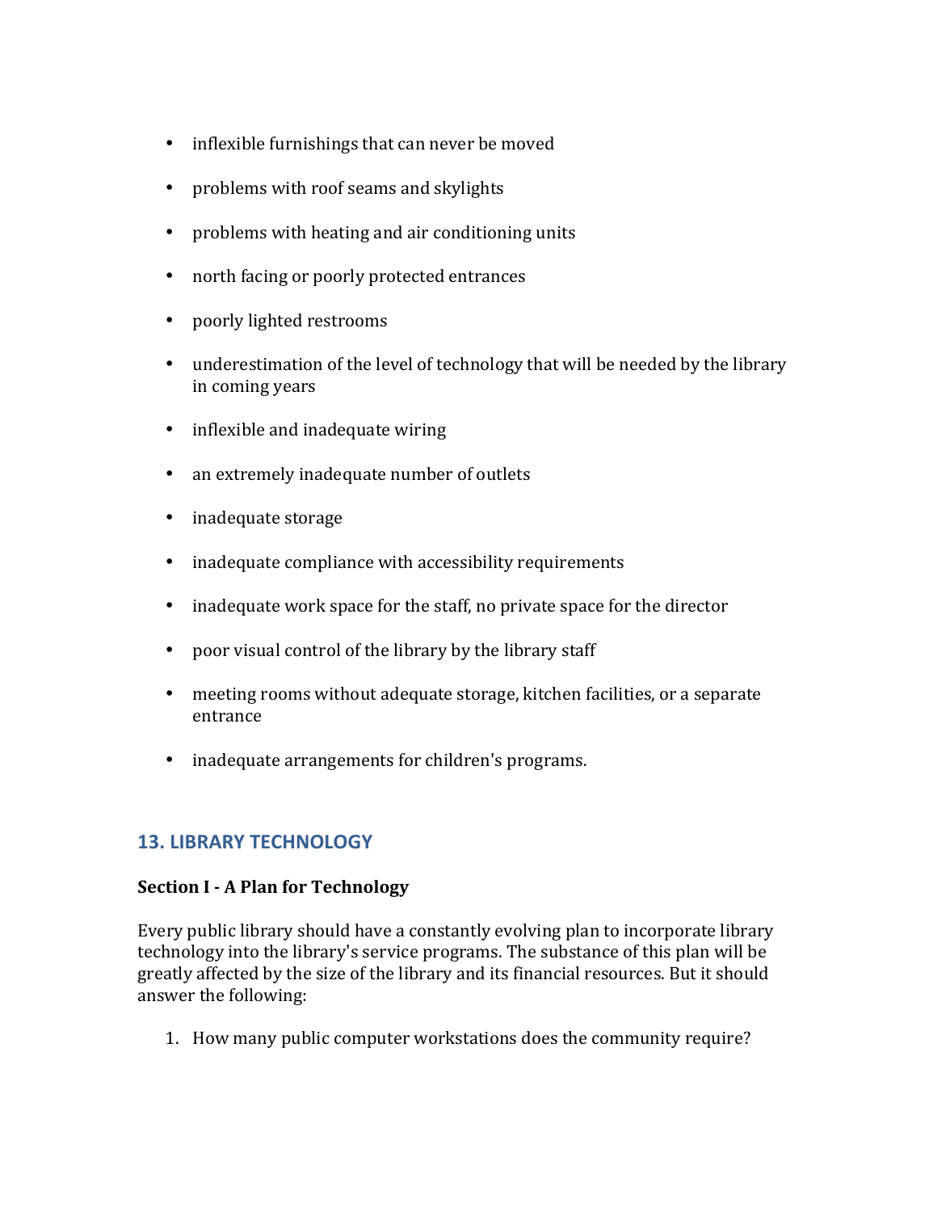- inflexible furnishings that can never be moved
- problems with roof seams and skylights
- problems with heating and air conditioning units
- north facing or poorly protected entrances
- poorly lighted restrooms
- underestimation of the level of technology that will be needed by the library in coming years
- inflexible and inadequate wiring
- an extremely inadequate number of outlets
- inadequate storage
- inadequate compliance with accessibility requirements
- inadequate work space for the staff, no private space for the director
- poor visual control of the library by the library staff
- meeting rooms without adequate storage, kitchen facilities, or a separate entrance
- inadequate arrangements for children's programs.

## 13. LIBRARY TECHNOLOGY

**Section I - A Plan for Technology**

Every public library should have a constantly evolving plan to incorporate library technology into the library's service programs. The substance of this plan will be greatly affected by the size of the library and its financial resources. But it should answer the following:

1. How many public computer workstations does the community require?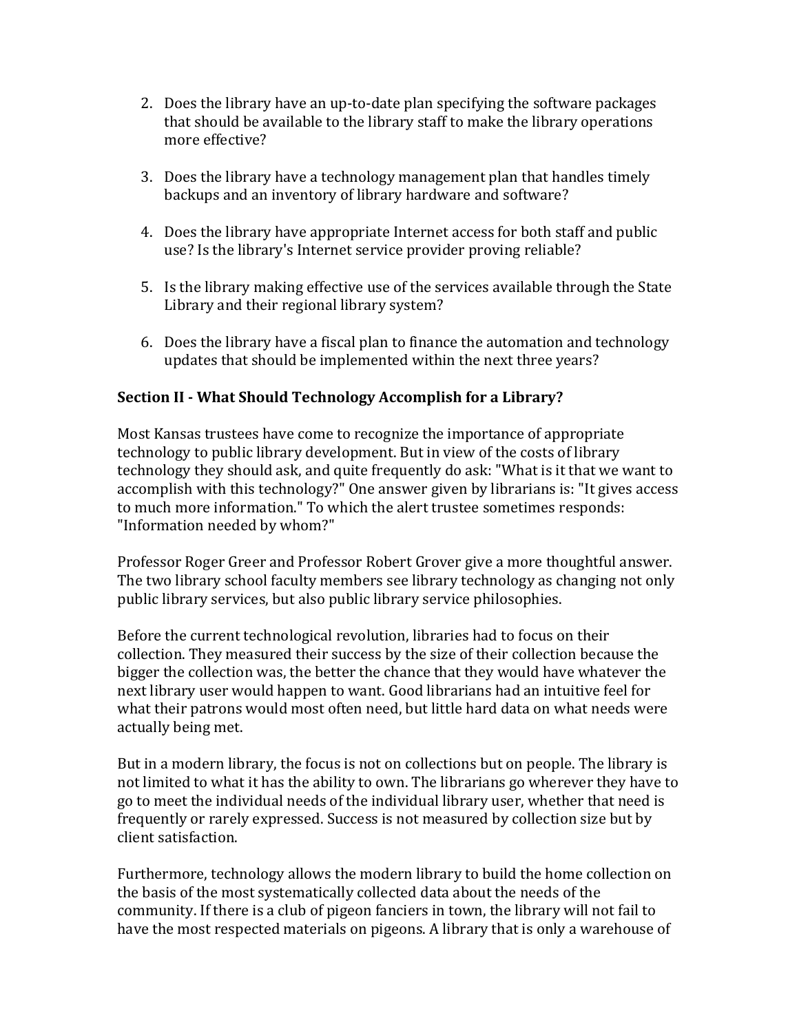2. Does the library have an up-to-date plan specifying the software packages that should be available to the library staff to make the library operations more effective?

3. Does the library have a technology management plan that handles timely backups and an inventory of library hardware and software?

4. Does the library have appropriate Internet access for both staff and public use? Is the library's Internet service provider proving reliable?

5. Is the library making effective use of the services available through the State Library and their regional library system?

6. Does the library have a fiscal plan to finance the automation and technology updates that should be implemented within the next three years?

### Section II - What Should Technology Accomplish for a Library?

Most Kansas trustees have come to recognize the importance of appropriate technology to public library development. But in view of the costs of library technology they should ask, and quite frequently do ask: "What is it that we want to accomplish with this technology?" One answer given by librarians is: "It gives access to much more information." To which the alert trustee sometimes responds: "Information needed by whom?"

Professor Roger Greer and Professor Robert Grover give a more thoughtful answer. The two library school faculty members see library technology as changing not only public library services, but also public library service philosophies.

Before the current technological revolution, libraries had to focus on their collection. They measured their success by the size of their collection because the bigger the collection was, the better the chance that they would have whatever the next library user would happen to want. Good librarians had an intuitive feel for what their patrons would most often need, but little hard data on what needs were actually being met.

But in a modern library, the focus is not on collections but on people. The library is not limited to what it has the ability to own. The librarians go wherever they have to go to meet the individual needs of the individual library user, whether that need is frequently or rarely expressed. Success is not measured by collection size but by client satisfaction.

Furthermore, technology allows the modern library to build the home collection on the basis of the most systematically collected data about the needs of the community. If there is a club of pigeon fanciers in town, the library will not fail to have the most respected materials on pigeons. A library that is only a warehouse of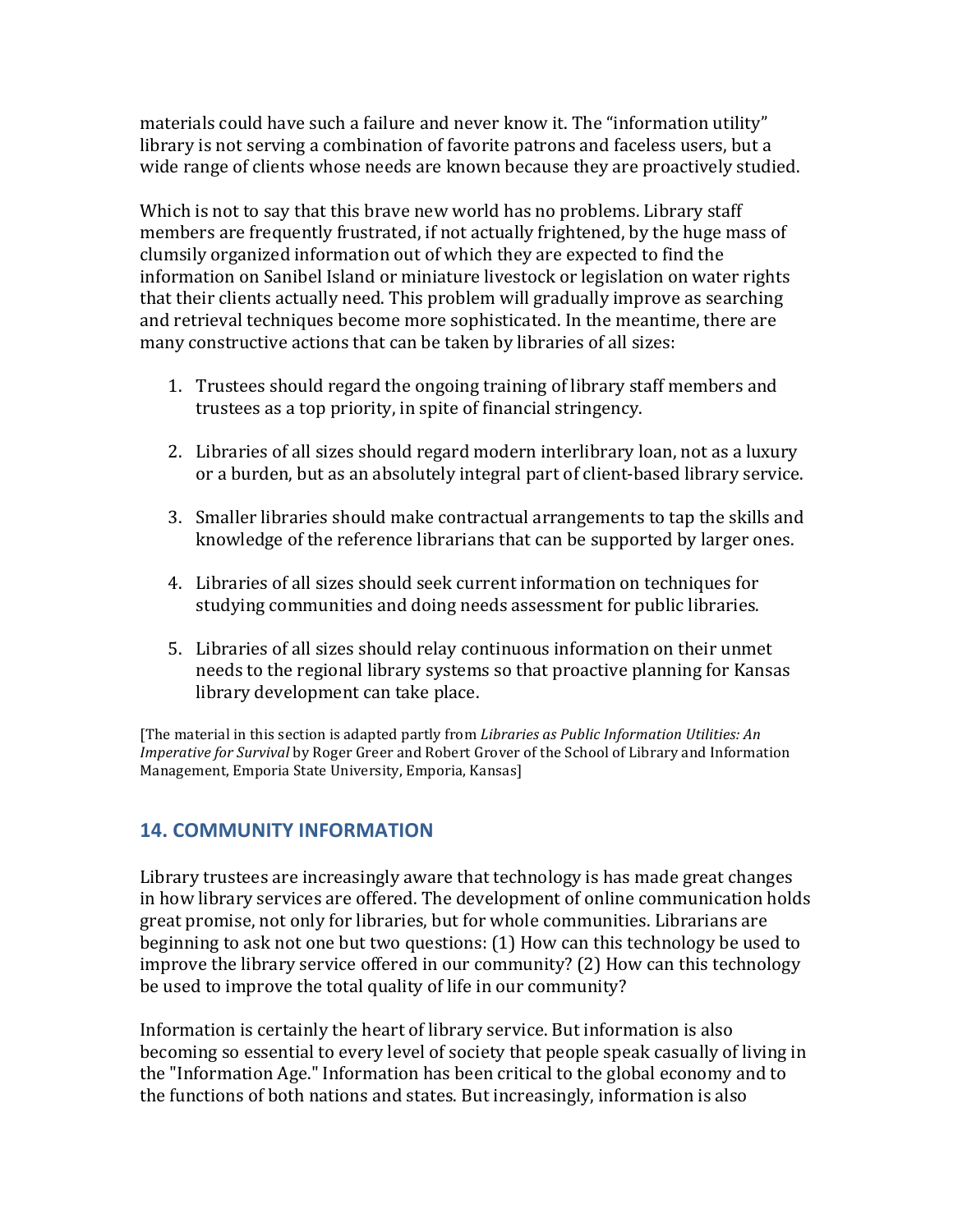materials could have such a failure and never know it. The "information utility" library is not serving a combination of favorite patrons and faceless users, but a wide range of clients whose needs are known because they are proactively studied.

Which is not to say that this brave new world has no problems. Library staff members are frequently frustrated, if not actually frightened, by the huge mass of clumsily organized information out of which they are expected to find the information on Sanibel Island or miniature livestock or legislation on water rights that their clients actually need. This problem will gradually improve as searching and retrieval techniques become more sophisticated. In the meantime, there are many constructive actions that can be taken by libraries of all sizes:

1. Trustees should regard the ongoing training of library staff members and trustees as a top priority, in spite of financial stringency.

2. Libraries of all sizes should regard modern interlibrary loan, not as a luxury or a burden, but as an absolutely integral part of client-based library service.

3. Smaller libraries should make contractual arrangements to tap the skills and knowledge of the reference librarians that can be supported by larger ones.

4. Libraries of all sizes should seek current information on techniques for studying communities and doing needs assessment for public libraries.

5. Libraries of all sizes should relay continuous information on their unmet needs to the regional library systems so that proactive planning for Kansas library development can take place.

[The material in this section is adapted partly from *Libraries as Public Information Utilities: An Imperative for Survival* by Roger Greer and Robert Grover of the School of Library and Information Management, Emporia State University, Emporia, Kansas]

## 14. COMMUNITY INFORMATION

Library trustees are increasingly aware that technology is has made great changes in how library services are offered. The development of online communication holds great promise, not only for libraries, but for whole communities. Librarians are beginning to ask not one but two questions: (1) How can this technology be used to improve the library service offered in our community? (2) How can this technology be used to improve the total quality of life in our community?

Information is certainly the heart of library service. But information is also becoming so essential to every level of society that people speak casually of living in the "Information Age." Information has been critical to the global economy and to the functions of both nations and states. But increasingly, information is also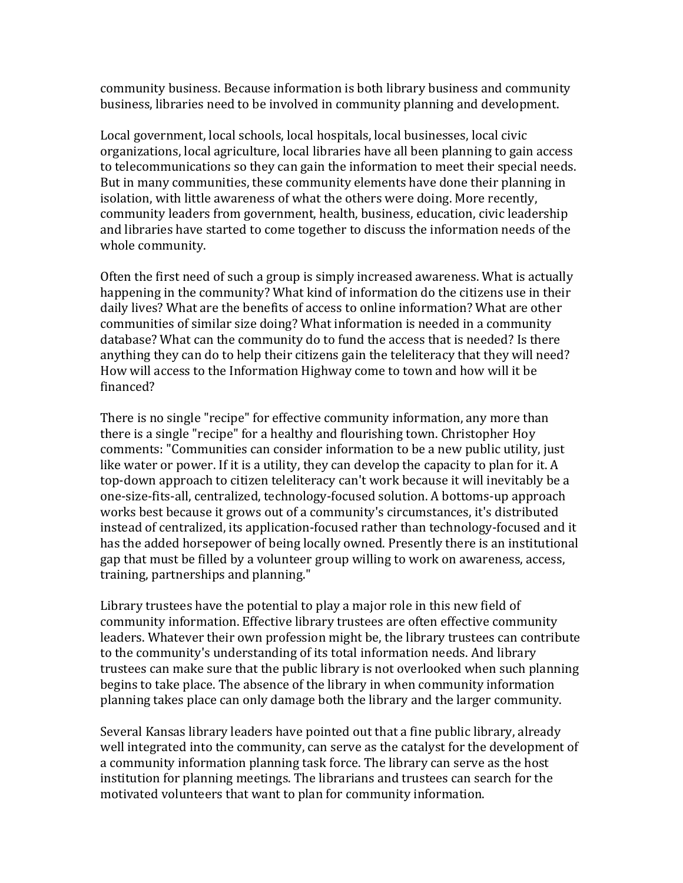community business. Because information is both library business and community business, libraries need to be involved in community planning and development.

Local government, local schools, local hospitals, local businesses, local civic organizations, local agriculture, local libraries have all been planning to gain access to telecommunications so they can gain the information to meet their special needs. But in many communities, these community elements have done their planning in isolation, with little awareness of what the others were doing. More recently, community leaders from government, health, business, education, civic leadership and libraries have started to come together to discuss the information needs of the whole community.

Often the first need of such a group is simply increased awareness. What is actually happening in the community? What kind of information do the citizens use in their daily lives? What are the benefits of access to online information? What are other communities of similar size doing? What information is needed in a community database? What can the community do to fund the access that is needed? Is there anything they can do to help their citizens gain the teleliteracy that they will need? How will access to the Information Highway come to town and how will it be financed?

There is no single "recipe" for effective community information, any more than there is a single "recipe" for a healthy and flourishing town. Christopher Hoy comments: "Communities can consider information to be a new public utility, just like water or power. If it is a utility, they can develop the capacity to plan for it. A top-down approach to citizen teleliteracy can't work because it will inevitably be a one-size-fits-all, centralized, technology-focused solution. A bottoms-up approach works best because it grows out of a community's circumstances, it's distributed instead of centralized, its application-focused rather than technology-focused and it has the added horsepower of being locally owned. Presently there is an institutional gap that must be filled by a volunteer group willing to work on awareness, access, training, partnerships and planning."

Library trustees have the potential to play a major role in this new field of community information. Effective library trustees are often effective community leaders. Whatever their own profession might be, the library trustees can contribute to the community's understanding of its total information needs. And library trustees can make sure that the public library is not overlooked when such planning begins to take place. The absence of the library in when community information planning takes place can only damage both the library and the larger community.

Several Kansas library leaders have pointed out that a fine public library, already well integrated into the community, can serve as the catalyst for the development of a community information planning task force. The library can serve as the host institution for planning meetings. The librarians and trustees can search for the motivated volunteers that want to plan for community information.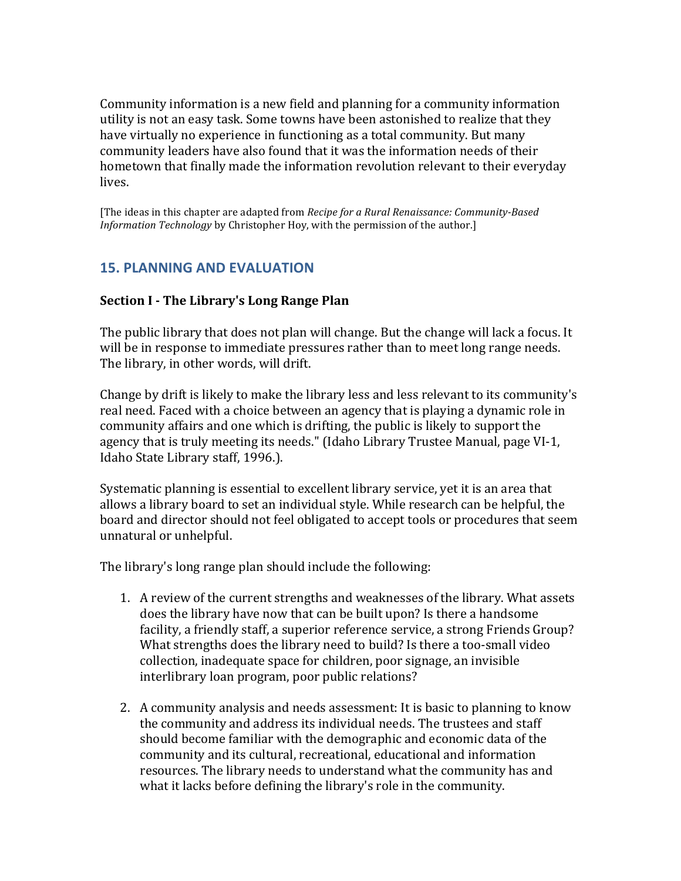Community information is a new field and planning for a community information utility is not an easy task. Some towns have been astonished to realize that they have virtually no experience in functioning as a total community. But many community leaders have also found that it was the information needs of their hometown that finally made the information revolution relevant to their everyday lives.

[The ideas in this chapter are adapted from *Recipe for a Rural Renaissance: Community-Based Information Technology* by Christopher Hoy, with the permission of the author.]

## 15. PLANNING AND EVALUATION

### Section I - The Library's Long Range Plan

The public library that does not plan will change. But the change will lack a focus. It will be in response to immediate pressures rather than to meet long range needs. The library, in other words, will drift.

Change by drift is likely to make the library less and less relevant to its community's real need. Faced with a choice between an agency that is playing a dynamic role in community affairs and one which is drifting, the public is likely to support the agency that is truly meeting its needs." (Idaho Library Trustee Manual, page VI-1, Idaho State Library staff, 1996.).

Systematic planning is essential to excellent library service, yet it is an area that allows a library board to set an individual style. While research can be helpful, the board and director should not feel obligated to accept tools or procedures that seem unnatural or unhelpful.

The library's long range plan should include the following:

1. A review of the current strengths and weaknesses of the library. What assets does the library have now that can be built upon? Is there a handsome facility, a friendly staff, a superior reference service, a strong Friends Group? What strengths does the library need to build? Is there a too-small video collection, inadequate space for children, poor signage, an invisible interlibrary loan program, poor public relations?

2. A community analysis and needs assessment: It is basic to planning to know the community and address its individual needs. The trustees and staff should become familiar with the demographic and economic data of the community and its cultural, recreational, educational and information resources. The library needs to understand what the community has and what it lacks before defining the library's role in the community.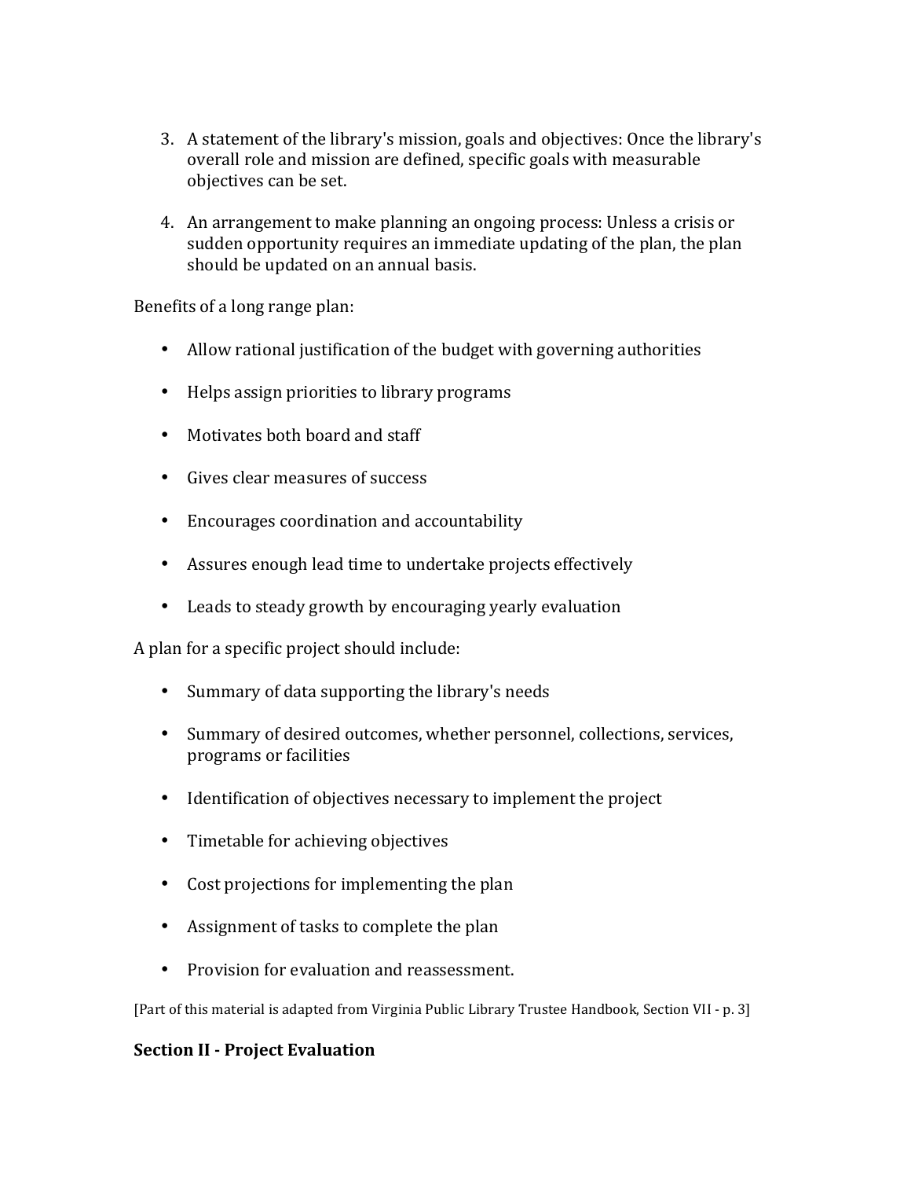3. A statement of the library's mission, goals and objectives: Once the library's overall role and mission are defined, specific goals with measurable objectives can be set.

4. An arrangement to make planning an ongoing process: Unless a crisis or sudden opportunity requires an immediate updating of the plan, the plan should be updated on an annual basis.

Benefits of a long range plan:

- Allow rational justification of the budget with governing authorities
- Helps assign priorities to library programs
- Motivates both board and staff
- Gives clear measures of success
- Encourages coordination and accountability
- Assures enough lead time to undertake projects effectively
- Leads to steady growth by encouraging yearly evaluation

A plan for a specific project should include:

- Summary of data supporting the library's needs
- Summary of desired outcomes, whether personnel, collections, services, programs or facilities
- Identification of objectives necessary to implement the project
- Timetable for achieving objectives
- Cost projections for implementing the plan
- Assignment of tasks to complete the plan
- Provision for evaluation and reassessment.

[Part of this material is adapted from Virginia Public Library Trustee Handbook, Section VII - p. 3]

## Section II - Project Evaluation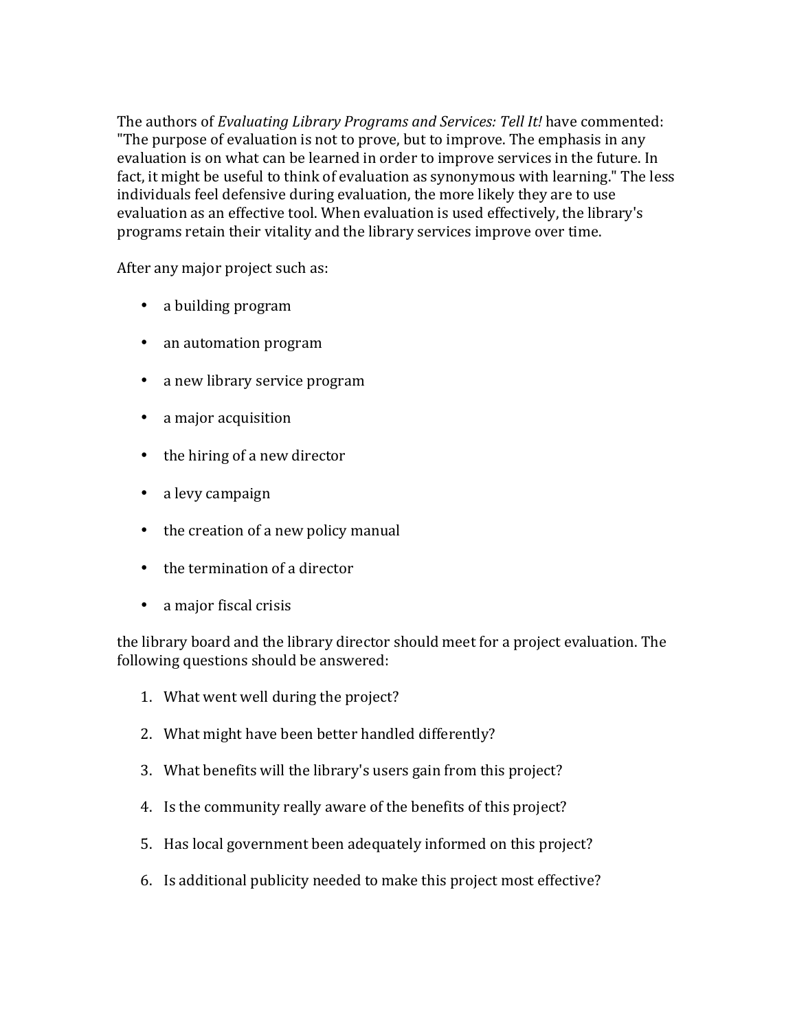The authors of *Evaluating Library Programs and Services: Tell It!* have commented: "The purpose of evaluation is not to prove, but to improve. The emphasis in any evaluation is on what can be learned in order to improve services in the future. In fact, it might be useful to think of evaluation as synonymous with learning." The less individuals feel defensive during evaluation, the more likely they are to use evaluation as an effective tool. When evaluation is used effectively, the library's programs retain their vitality and the library services improve over time.

After any major project such as:

- a building program
- an automation program
- a new library service program
- a major acquisition
- the hiring of a new director
- a levy campaign
- the creation of a new policy manual
- the termination of a director
- a major fiscal crisis

the library board and the library director should meet for a project evaluation. The following questions should be answered:

1. What went well during the project?
2. What might have been better handled differently?
3. What benefits will the library's users gain from this project?
4. Is the community really aware of the benefits of this project?
5. Has local government been adequately informed on this project?
6. Is additional publicity needed to make this project most effective?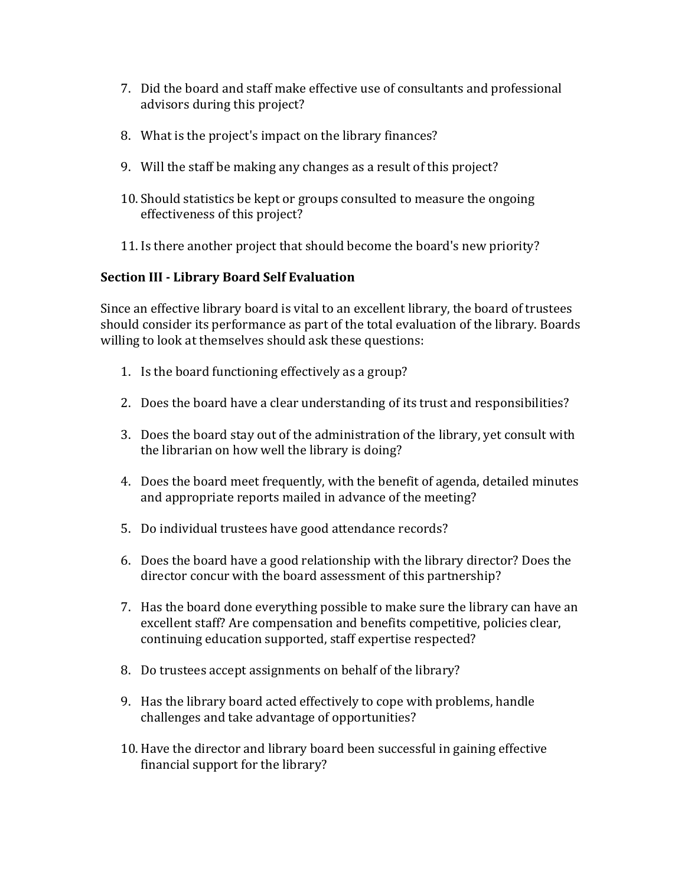7. Did the board and staff make effective use of consultants and professional advisors during this project?

8. What is the project's impact on the library finances?

9. Will the staff be making any changes as a result of this project?

10. Should statistics be kept or groups consulted to measure the ongoing effectiveness of this project?

11. Is there another project that should become the board's new priority?

**Section III - Library Board Self Evaluation**

Since an effective library board is vital to an excellent library, the board of trustees should consider its performance as part of the total evaluation of the library. Boards willing to look at themselves should ask these questions:

1. Is the board functioning effectively as a group?

2. Does the board have a clear understanding of its trust and responsibilities?

3. Does the board stay out of the administration of the library, yet consult with the librarian on how well the library is doing?

4. Does the board meet frequently, with the benefit of agenda, detailed minutes and appropriate reports mailed in advance of the meeting?

5. Do individual trustees have good attendance records?

6. Does the board have a good relationship with the library director? Does the director concur with the board assessment of this partnership?

7. Has the board done everything possible to make sure the library can have an excellent staff? Are compensation and benefits competitive, policies clear, continuing education supported, staff expertise respected?

8. Do trustees accept assignments on behalf of the library?

9. Has the library board acted effectively to cope with problems, handle challenges and take advantage of opportunities?

10. Have the director and library board been successful in gaining effective financial support for the library?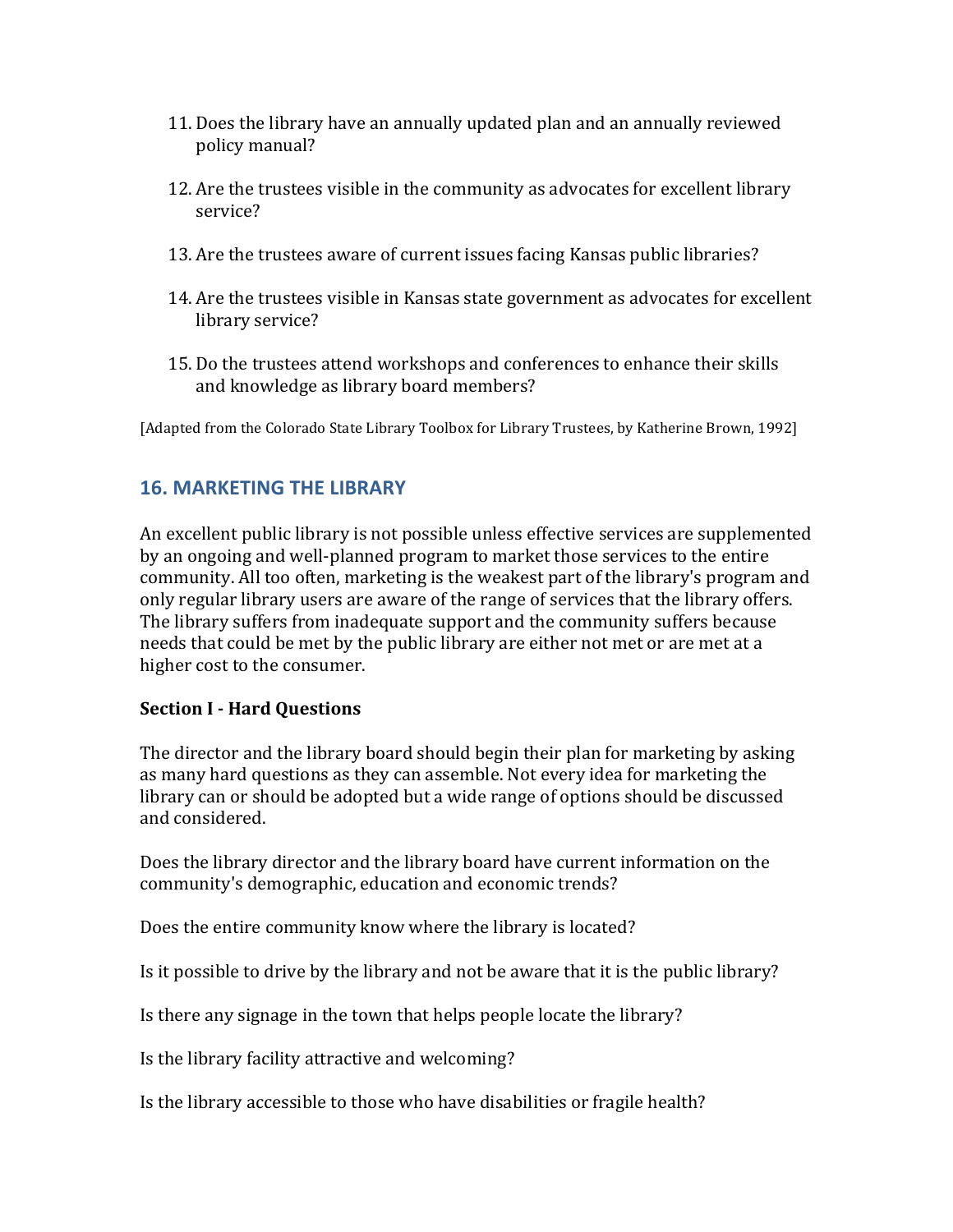11. Does the library have an annually updated plan and an annually reviewed policy manual?

12. Are the trustees visible in the community as advocates for excellent library service?

13. Are the trustees aware of current issues facing Kansas public libraries?

14. Are the trustees visible in Kansas state government as advocates for excellent library service?

15. Do the trustees attend workshops and conferences to enhance their skills and knowledge as library board members?

[Adapted from the Colorado State Library Toolbox for Library Trustees, by Katherine Brown, 1992]

## 16. MARKETING THE LIBRARY

An excellent public library is not possible unless effective services are supplemented by an ongoing and well-planned program to market those services to the entire community. All too often, marketing is the weakest part of the library's program and only regular library users are aware of the range of services that the library offers. The library suffers from inadequate support and the community suffers because needs that could be met by the public library are either not met or are met at a higher cost to the consumer.

**Section I - Hard Questions**

The director and the library board should begin their plan for marketing by asking as many hard questions as they can assemble. Not every idea for marketing the library can or should be adopted but a wide range of options should be discussed and considered.

Does the library director and the library board have current information on the community's demographic, education and economic trends?

Does the entire community know where the library is located?

Is it possible to drive by the library and not be aware that it is the public library?

Is there any signage in the town that helps people locate the library?

Is the library facility attractive and welcoming?

Is the library accessible to those who have disabilities or fragile health?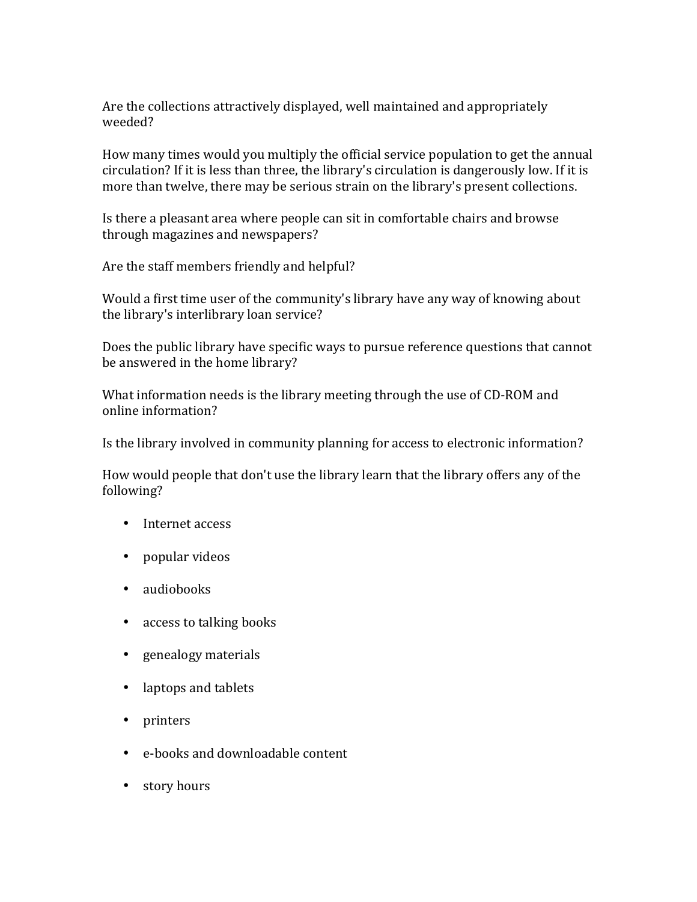Are the collections attractively displayed, well maintained and appropriately weeded?

How many times would you multiply the official service population to get the annual circulation? If it is less than three, the library's circulation is dangerously low. If it is more than twelve, there may be serious strain on the library's present collections.

Is there a pleasant area where people can sit in comfortable chairs and browse through magazines and newspapers?

Are the staff members friendly and helpful?

Would a first time user of the community's library have any way of knowing about the library's interlibrary loan service?

Does the public library have specific ways to pursue reference questions that cannot be answered in the home library?

What information needs is the library meeting through the use of CD-ROM and online information?

Is the library involved in community planning for access to electronic information?

How would people that don't use the library learn that the library offers any of the following?

- Internet access
- popular videos
- audiobooks
- access to talking books
- genealogy materials
- laptops and tablets
- printers
- e-books and downloadable content
- story hours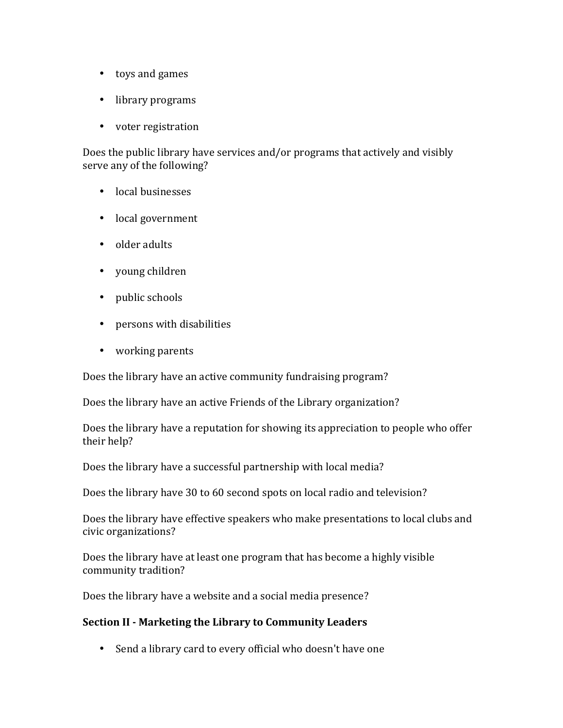- toys and games
- library programs
- voter registration

Does the public library have services and/or programs that actively and visibly serve any of the following?

- local businesses
- local government
- older adults
- young children
- public schools
- persons with disabilities
- working parents

Does the library have an active community fundraising program?

Does the library have an active Friends of the Library organization?

Does the library have a reputation for showing its appreciation to people who offer their help?

Does the library have a successful partnership with local media?

Does the library have 30 to 60 second spots on local radio and television?

Does the library have effective speakers who make presentations to local clubs and civic organizations?

Does the library have at least one program that has become a highly visible community tradition?

Does the library have a website and a social media presence?

**Section II - Marketing the Library to Community Leaders**

- Send a library card to every official who doesn't have one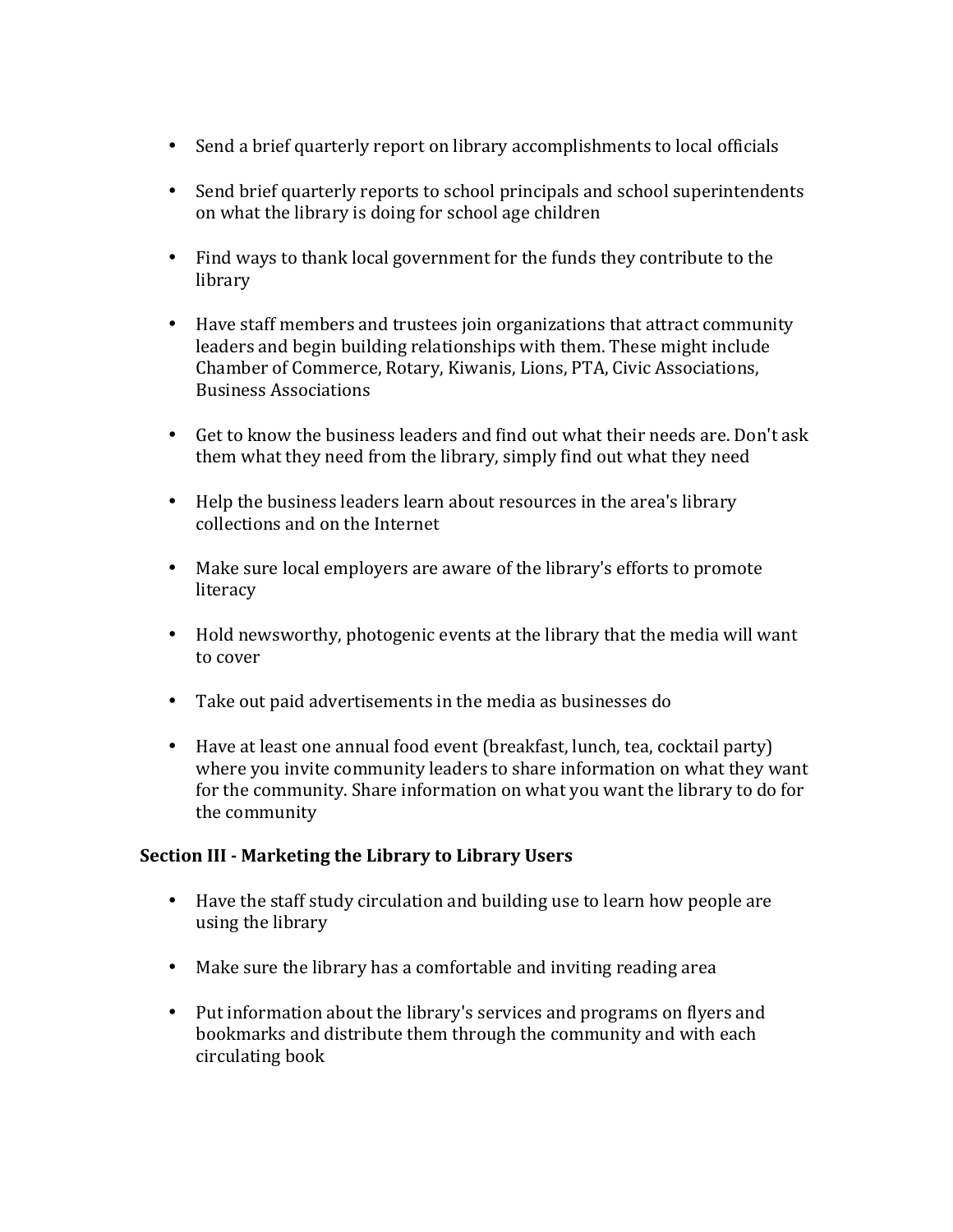- Send a brief quarterly report on library accomplishments to local officials

- Send brief quarterly reports to school principals and school superintendents on what the library is doing for school age children

- Find ways to thank local government for the funds they contribute to the library

- Have staff members and trustees join organizations that attract community leaders and begin building relationships with them. These might include Chamber of Commerce, Rotary, Kiwanis, Lions, PTA, Civic Associations, Business Associations

- Get to know the business leaders and find out what their needs are. Don't ask them what they need from the library, simply find out what they need

- Help the business leaders learn about resources in the area's library collections and on the Internet

- Make sure local employers are aware of the library's efforts to promote literacy

- Hold newsworthy, photogenic events at the library that the media will want to cover

- Take out paid advertisements in the media as businesses do

- Have at least one annual food event (breakfast, lunch, tea, cocktail party) where you invite community leaders to share information on what they want for the community. Share information on what you want the library to do for the community

**Section III - Marketing the Library to Library Users**

- Have the staff study circulation and building use to learn how people are using the library

- Make sure the library has a comfortable and inviting reading area

- Put information about the library's services and programs on flyers and bookmarks and distribute them through the community and with each circulating book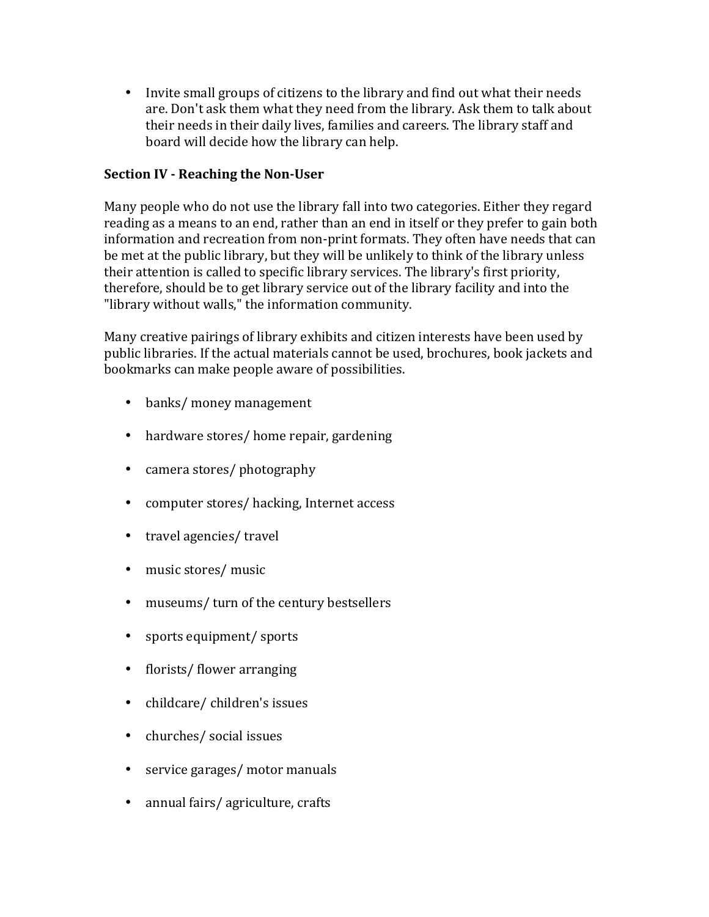- Invite small groups of citizens to the library and find out what their needs are. Don't ask them what they need from the library. Ask them to talk about their needs in their daily lives, families and careers. The library staff and board will decide how the library can help.

**Section IV - Reaching the Non-User**

Many people who do not use the library fall into two categories. Either they regard reading as a means to an end, rather than an end in itself or they prefer to gain both information and recreation from non-print formats. They often have needs that can be met at the public library, but they will be unlikely to think of the library unless their attention is called to specific library services. The library's first priority, therefore, should be to get library service out of the library facility and into the "library without walls," the information community.

Many creative pairings of library exhibits and citizen interests have been used by public libraries. If the actual materials cannot be used, brochures, book jackets and bookmarks can make people aware of possibilities.

- banks/ money management
- hardware stores/ home repair, gardening
- camera stores/ photography
- computer stores/ hacking, Internet access
- travel agencies/ travel
- music stores/ music
- museums/ turn of the century bestsellers
- sports equipment/ sports
- florists/ flower arranging
- childcare/ children's issues
- churches/ social issues
- service garages/ motor manuals
- annual fairs/ agriculture, crafts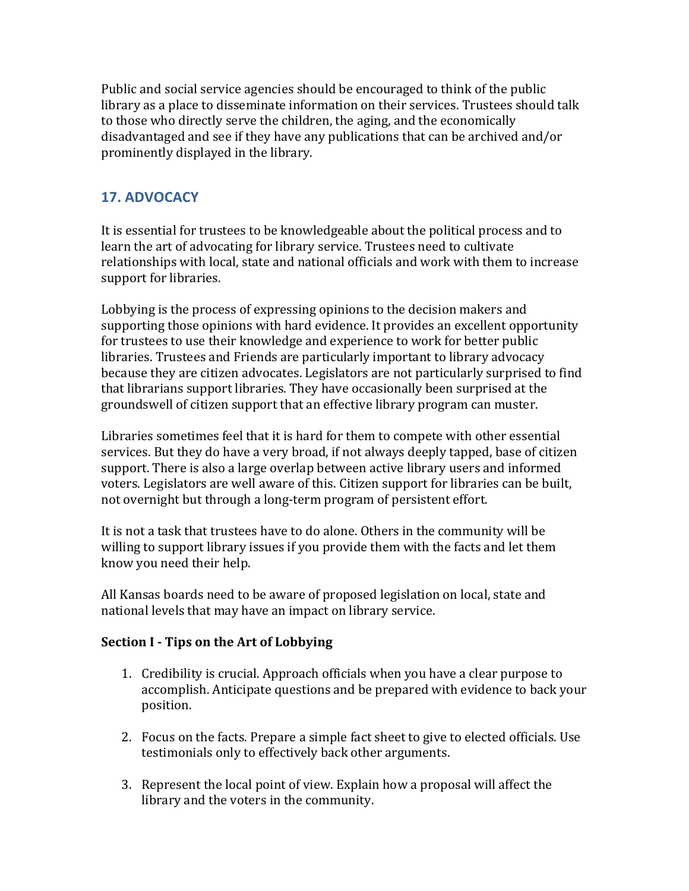Public and social service agencies should be encouraged to think of the public library as a place to disseminate information on their services. Trustees should talk to those who directly serve the children, the aging, and the economically disadvantaged and see if they have any publications that can be archived and/or prominently displayed in the library.

## 17. ADVOCACY

It is essential for trustees to be knowledgeable about the political process and to learn the art of advocating for library service. Trustees need to cultivate relationships with local, state and national officials and work with them to increase support for libraries.

Lobbying is the process of expressing opinions to the decision makers and supporting those opinions with hard evidence. It provides an excellent opportunity for trustees to use their knowledge and experience to work for better public libraries. Trustees and Friends are particularly important to library advocacy because they are citizen advocates. Legislators are not particularly surprised to find that librarians support libraries. They have occasionally been surprised at the groundswell of citizen support that an effective library program can muster.

Libraries sometimes feel that it is hard for them to compete with other essential services. But they do have a very broad, if not always deeply tapped, base of citizen support. There is also a large overlap between active library users and informed voters. Legislators are well aware of this. Citizen support for libraries can be built, not overnight but through a long-term program of persistent effort.

It is not a task that trustees have to do alone. Others in the community will be willing to support library issues if you provide them with the facts and let them know you need their help.

All Kansas boards need to be aware of proposed legislation on local, state and national levels that may have an impact on library service.

### Section I - Tips on the Art of Lobbying

1. Credibility is crucial. Approach officials when you have a clear purpose to accomplish. Anticipate questions and be prepared with evidence to back your position.

2. Focus on the facts. Prepare a simple fact sheet to give to elected officials. Use testimonials only to effectively back other arguments.

3. Represent the local point of view. Explain how a proposal will affect the library and the voters in the community.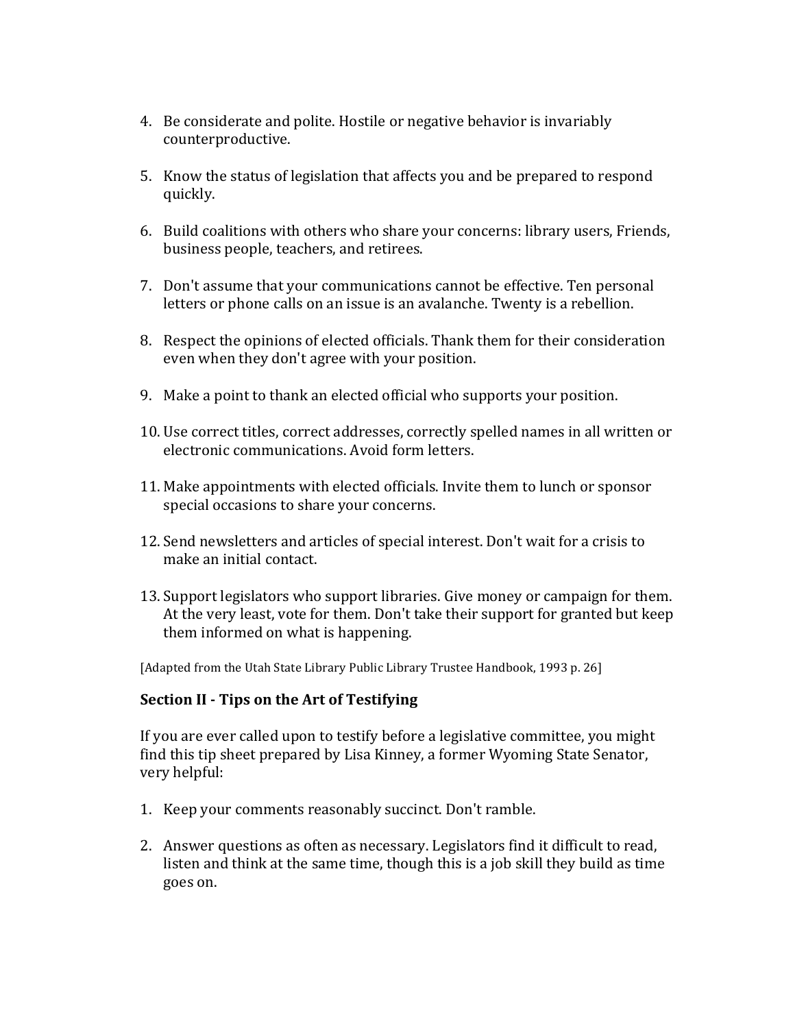4. Be considerate and polite. Hostile or negative behavior is invariably counterproductive.

5. Know the status of legislation that affects you and be prepared to respond quickly.

6. Build coalitions with others who share your concerns: library users, Friends, business people, teachers, and retirees.

7. Don't assume that your communications cannot be effective. Ten personal letters or phone calls on an issue is an avalanche. Twenty is a rebellion.

8. Respect the opinions of elected officials. Thank them for their consideration even when they don't agree with your position.

9. Make a point to thank an elected official who supports your position.

10. Use correct titles, correct addresses, correctly spelled names in all written or electronic communications. Avoid form letters.

11. Make appointments with elected officials. Invite them to lunch or sponsor special occasions to share your concerns.

12. Send newsletters and articles of special interest. Don't wait for a crisis to make an initial contact.

13. Support legislators who support libraries. Give money or campaign for them. At the very least, vote for them. Don't take their support for granted but keep them informed on what is happening.

[Adapted from the Utah State Library Public Library Trustee Handbook, 1993 p. 26]

## Section II - Tips on the Art of Testifying

If you are ever called upon to testify before a legislative committee, you might find this tip sheet prepared by Lisa Kinney, a former Wyoming State Senator, very helpful:

1. Keep your comments reasonably succinct. Don't ramble.

2. Answer questions as often as necessary. Legislators find it difficult to read, listen and think at the same time, though this is a job skill they build as time goes on.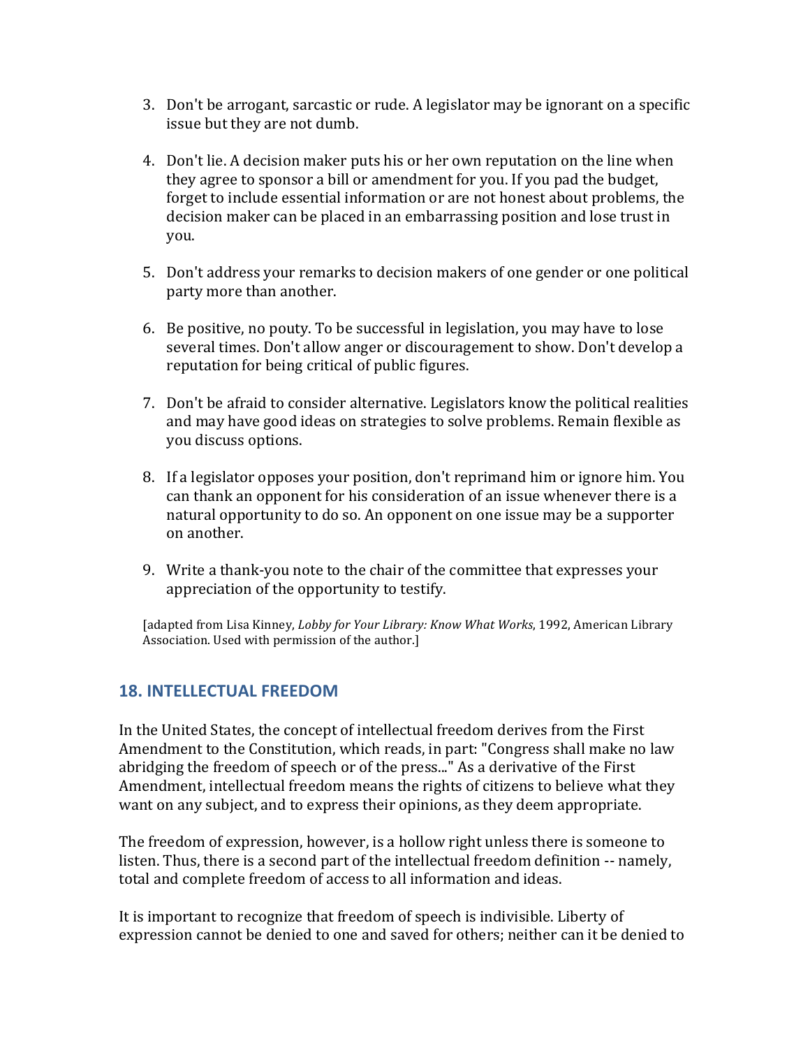3. Don't be arrogant, sarcastic or rude. A legislator may be ignorant on a specific issue but they are not dumb.

4. Don't lie. A decision maker puts his or her own reputation on the line when they agree to sponsor a bill or amendment for you. If you pad the budget, forget to include essential information or are not honest about problems, the decision maker can be placed in an embarrassing position and lose trust in you.

5. Don't address your remarks to decision makers of one gender or one political party more than another.

6. Be positive, no pouty. To be successful in legislation, you may have to lose several times. Don't allow anger or discouragement to show. Don't develop a reputation for being critical of public figures.

7. Don't be afraid to consider alternative. Legislators know the political realities and may have good ideas on strategies to solve problems. Remain flexible as you discuss options.

8. If a legislator opposes your position, don't reprimand him or ignore him. You can thank an opponent for his consideration of an issue whenever there is a natural opportunity to do so. An opponent on one issue may be a supporter on another.

9. Write a thank-you note to the chair of the committee that expresses your appreciation of the opportunity to testify.

[adapted from Lisa Kinney, *Lobby for Your Library: Know What Works*, 1992, American Library Association. Used with permission of the author.]

## 18. INTELLECTUAL FREEDOM

In the United States, the concept of intellectual freedom derives from the First Amendment to the Constitution, which reads, in part: "Congress shall make no law abridging the freedom of speech or of the press..." As a derivative of the First Amendment, intellectual freedom means the rights of citizens to believe what they want on any subject, and to express their opinions, as they deem appropriate.

The freedom of expression, however, is a hollow right unless there is someone to listen. Thus, there is a second part of the intellectual freedom definition -- namely, total and complete freedom of access to all information and ideas.

It is important to recognize that freedom of speech is indivisible. Liberty of expression cannot be denied to one and saved for others; neither can it be denied to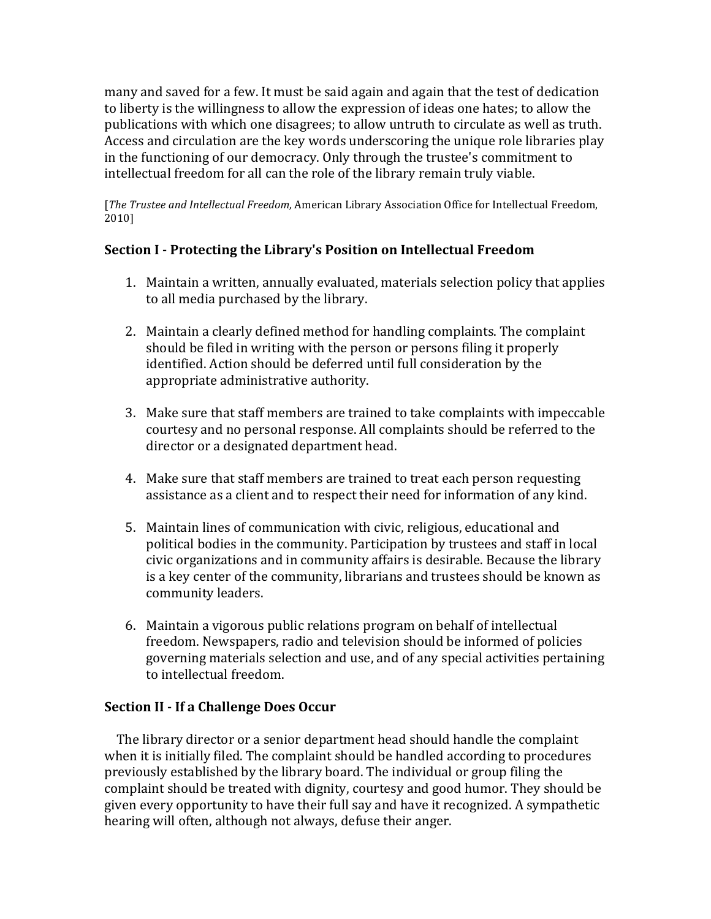many and saved for a few. It must be said again and again that the test of dedication to liberty is the willingness to allow the expression of ideas one hates; to allow the publications with which one disagrees; to allow untruth to circulate as well as truth. Access and circulation are the key words underscoring the unique role libraries play in the functioning of our democracy. Only through the trustee's commitment to intellectual freedom for all can the role of the library remain truly viable.

[*The Trustee and Intellectual Freedom,* American Library Association Office for Intellectual Freedom, 2010]

### Section I - Protecting the Library's Position on Intellectual Freedom

1. Maintain a written, annually evaluated, materials selection policy that applies to all media purchased by the library.

2. Maintain a clearly defined method for handling complaints. The complaint should be filed in writing with the person or persons filing it properly identified. Action should be deferred until full consideration by the appropriate administrative authority.

3. Make sure that staff members are trained to take complaints with impeccable courtesy and no personal response. All complaints should be referred to the director or a designated department head.

4. Make sure that staff members are trained to treat each person requesting assistance as a client and to respect their need for information of any kind.

5. Maintain lines of communication with civic, religious, educational and political bodies in the community. Participation by trustees and staff in local civic organizations and in community affairs is desirable. Because the library is a key center of the community, librarians and trustees should be known as community leaders.

6. Maintain a vigorous public relations program on behalf of intellectual freedom. Newspapers, radio and television should be informed of policies governing materials selection and use, and of any special activities pertaining to intellectual freedom.

### Section II - If a Challenge Does Occur

The library director or a senior department head should handle the complaint when it is initially filed. The complaint should be handled according to procedures previously established by the library board. The individual or group filing the complaint should be treated with dignity, courtesy and good humor. They should be given every opportunity to have their full say and have it recognized. A sympathetic hearing will often, although not always, defuse their anger.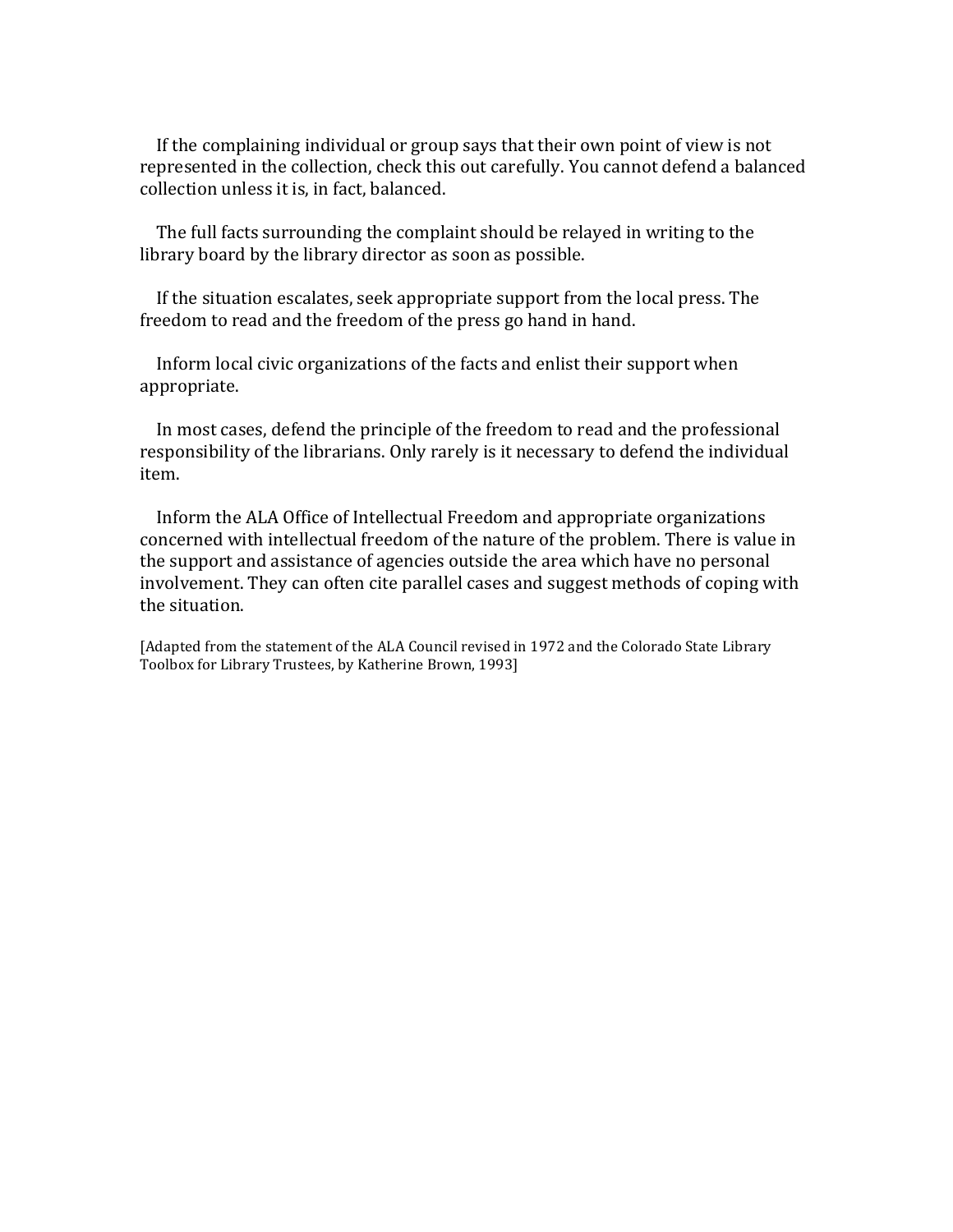If the complaining individual or group says that their own point of view is not represented in the collection, check this out carefully. You cannot defend a balanced collection unless it is, in fact, balanced.

The full facts surrounding the complaint should be relayed in writing to the library board by the library director as soon as possible.

If the situation escalates, seek appropriate support from the local press. The freedom to read and the freedom of the press go hand in hand.

Inform local civic organizations of the facts and enlist their support when appropriate.

In most cases, defend the principle of the freedom to read and the professional responsibility of the librarians. Only rarely is it necessary to defend the individual item.

Inform the ALA Office of Intellectual Freedom and appropriate organizations concerned with intellectual freedom of the nature of the problem. There is value in the support and assistance of agencies outside the area which have no personal involvement. They can often cite parallel cases and suggest methods of coping with the situation.

[Adapted from the statement of the ALA Council revised in 1972 and the Colorado State Library Toolbox for Library Trustees, by Katherine Brown, 1993]